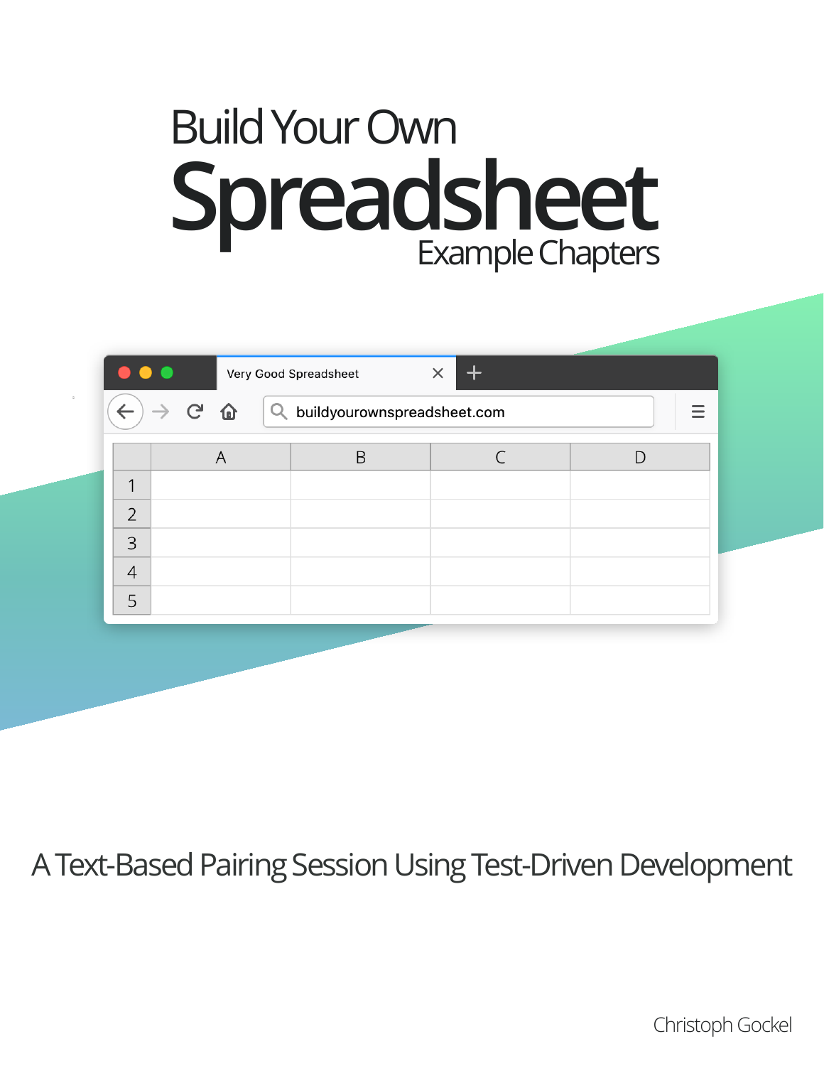# Build Your Own Spreadsheet

## Example Chapters

A Text-Based Pairing Session Using Test-Driven Development

Christoph Gockel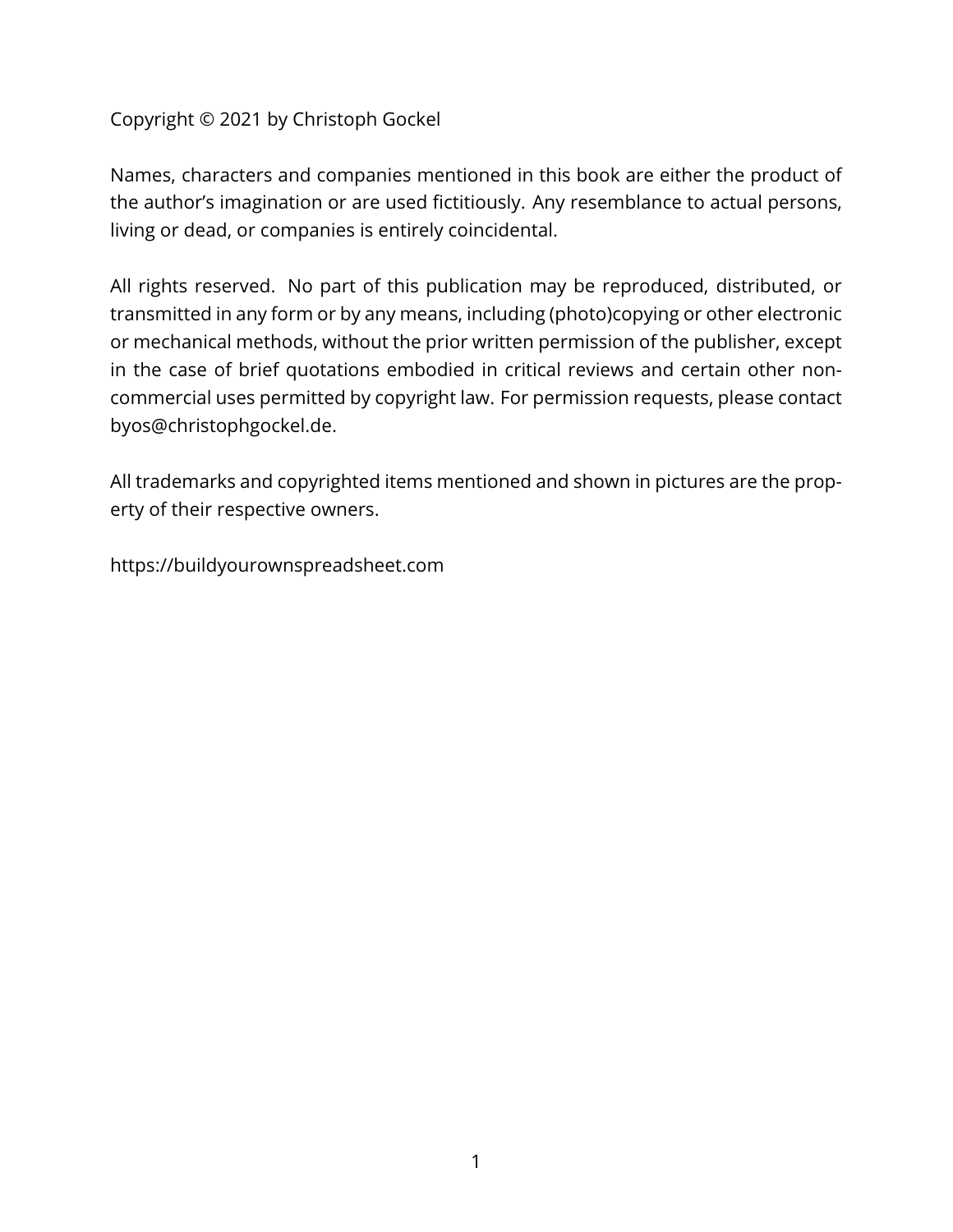Copyright © 2021 by Christoph Gockel

Names, characters and companies mentioned in this book are either the product of the author's imagination or are used fictitiously. Any resemblance to actual persons, living or dead, or companies is entirely coincidental.

All rights reserved. No part of this publication may be reproduced, distributed, or transmitted in any form or by any means, including (photo)copying or other electronic or mechanical methods, without the prior written permission of the publisher, except in the case of brief quotations embodied in critical reviews and certain other non-commercial uses permitted by copyright law. For permission requests, please contact byos@christophgockel.de.

All trademarks and copyrighted items mentioned and shown in pictures are the property of their respective owners.

https://buildyourownspreadsheet.com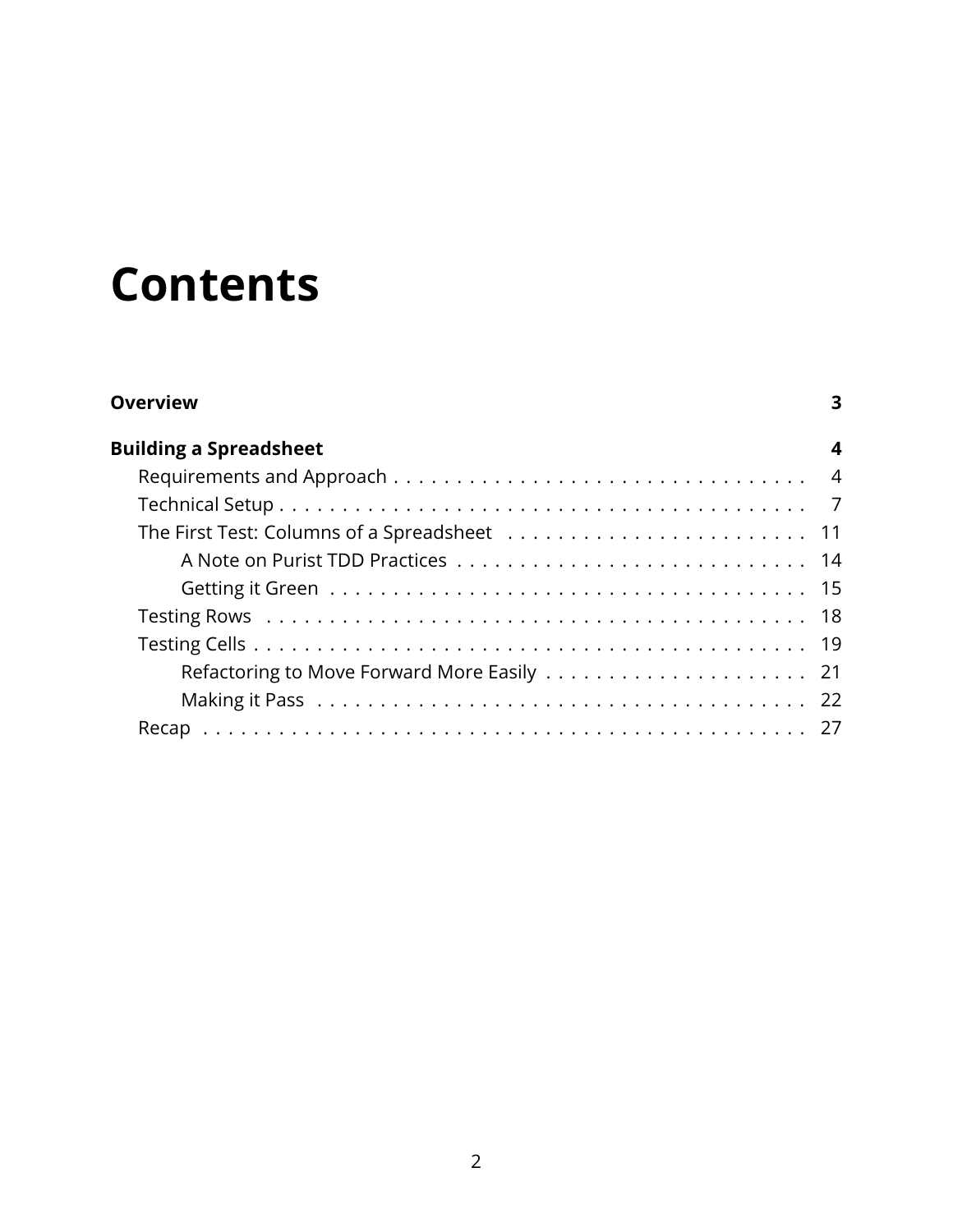# Contents

**Overview** **3**

**Building a Spreadsheet** **4**

- Requirements and Approach . . . . . . . . . . . . . . . . . . . . . . . . . . . . . . . . . . 4
- Technical Setup . . . . . . . . . . . . . . . . . . . . . . . . . . . . . . . . . . . . . . . . . . . 7
- The First Test: Columns of a Spreadsheet . . . . . . . . . . . . . . . . . . . . . . . . 11
  - A Note on Purist TDD Practices . . . . . . . . . . . . . . . . . . . . . . . . . . . . 14
  - Getting it Green . . . . . . . . . . . . . . . . . . . . . . . . . . . . . . . . . . . . . . 15
- Testing Rows . . . . . . . . . . . . . . . . . . . . . . . . . . . . . . . . . . . . . . . . . . . . 18
- Testing Cells . . . . . . . . . . . . . . . . . . . . . . . . . . . . . . . . . . . . . . . . . . . . 19
  - Refactoring to Move Forward More Easily . . . . . . . . . . . . . . . . . . . . . 21
  - Making it Pass . . . . . . . . . . . . . . . . . . . . . . . . . . . . . . . . . . . . . . . 22
- Recap . . . . . . . . . . . . . . . . . . . . . . . . . . . . . . . . . . . . . . . . . . . . . . . . 27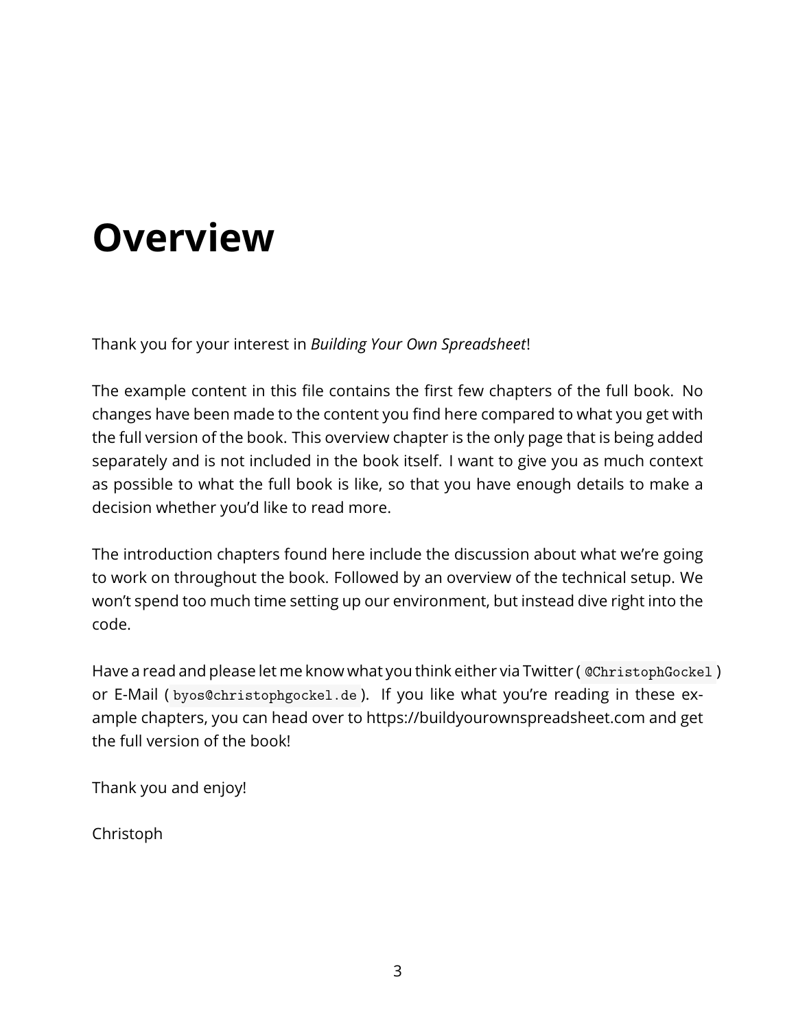# Overview

Thank you for your interest in *Building Your Own Spreadsheet*!

The example content in this file contains the first few chapters of the full book. No changes have been made to the content you find here compared to what you get with the full version of the book. This overview chapter is the only page that is being added separately and is not included in the book itself. I want to give you as much context as possible to what the full book is like, so that you have enough details to make a decision whether you'd like to read more.

The introduction chapters found here include the discussion about what we're going to work on throughout the book. Followed by an overview of the technical setup. We won't spend too much time setting up our environment, but instead dive right into the code.

Have a read and please let me know what you think either via Twitter (`@ChristophGockel`) or E-Mail (`byos@christophgockel.de`). If you like what you're reading in these example chapters, you can head over to https://buildyourownspreadsheet.com and get the full version of the book!

Thank you and enjoy!

Christoph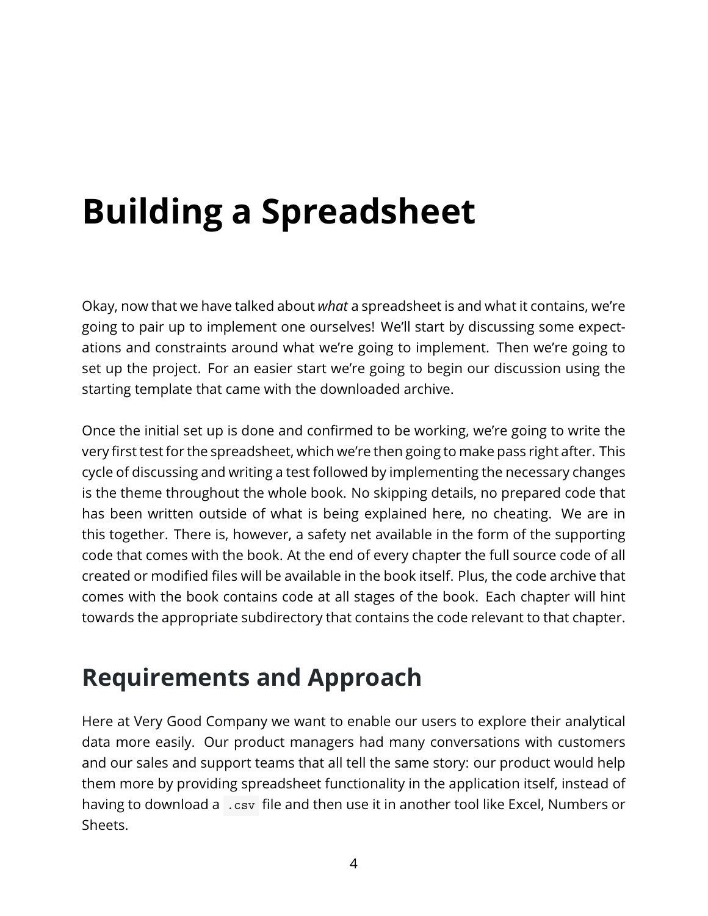# Building a Spreadsheet

Okay, now that we have talked about *what* a spreadsheet is and what it contains, we're going to pair up to implement one ourselves! We'll start by discussing some expectations and constraints around what we're going to implement. Then we're going to set up the project. For an easier start we're going to begin our discussion using the starting template that came with the downloaded archive.

Once the initial set up is done and confirmed to be working, we're going to write the very first test for the spreadsheet, which we're then going to make pass right after. This cycle of discussing and writing a test followed by implementing the necessary changes is the theme throughout the whole book. No skipping details, no prepared code that has been written outside of what is being explained here, no cheating. We are in this together. There is, however, a safety net available in the form of the supporting code that comes with the book. At the end of every chapter the full source code of all created or modified files will be available in the book itself. Plus, the code archive that comes with the book contains code at all stages of the book. Each chapter will hint towards the appropriate subdirectory that contains the code relevant to that chapter.

## Requirements and Approach

Here at Very Good Company we want to enable our users to explore their analytical data more easily. Our product managers had many conversations with customers and our sales and support teams that all tell the same story: our product would help them more by providing spreadsheet functionality in the application itself, instead of having to download a `.csv` file and then use it in another tool like Excel, Numbers or Sheets.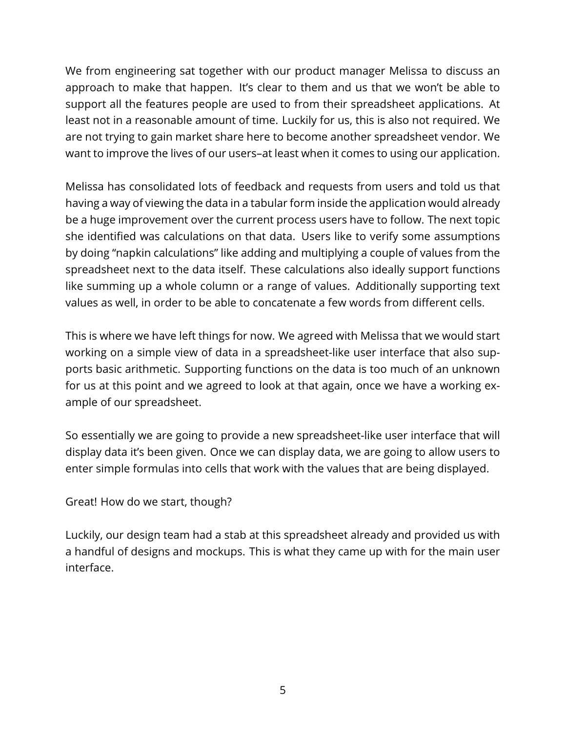We from engineering sat together with our product manager Melissa to discuss an approach to make that happen. It's clear to them and us that we won't be able to support all the features people are used to from their spreadsheet applications. At least not in a reasonable amount of time. Luckily for us, this is also not required. We are not trying to gain market share here to become another spreadsheet vendor. We want to improve the lives of our users–at least when it comes to using our application.

Melissa has consolidated lots of feedback and requests from users and told us that having a way of viewing the data in a tabular form inside the application would already be a huge improvement over the current process users have to follow. The next topic she identified was calculations on that data. Users like to verify some assumptions by doing "napkin calculations" like adding and multiplying a couple of values from the spreadsheet next to the data itself. These calculations also ideally support functions like summing up a whole column or a range of values. Additionally supporting text values as well, in order to be able to concatenate a few words from different cells.

This is where we have left things for now. We agreed with Melissa that we would start working on a simple view of data in a spreadsheet-like user interface that also supports basic arithmetic. Supporting functions on the data is too much of an unknown for us at this point and we agreed to look at that again, once we have a working example of our spreadsheet.

So essentially we are going to provide a new spreadsheet-like user interface that will display data it's been given. Once we can display data, we are going to allow users to enter simple formulas into cells that work with the values that are being displayed.

Great! How do we start, though?

Luckily, our design team had a stab at this spreadsheet already and provided us with a handful of designs and mockups. This is what they came up with for the main user interface.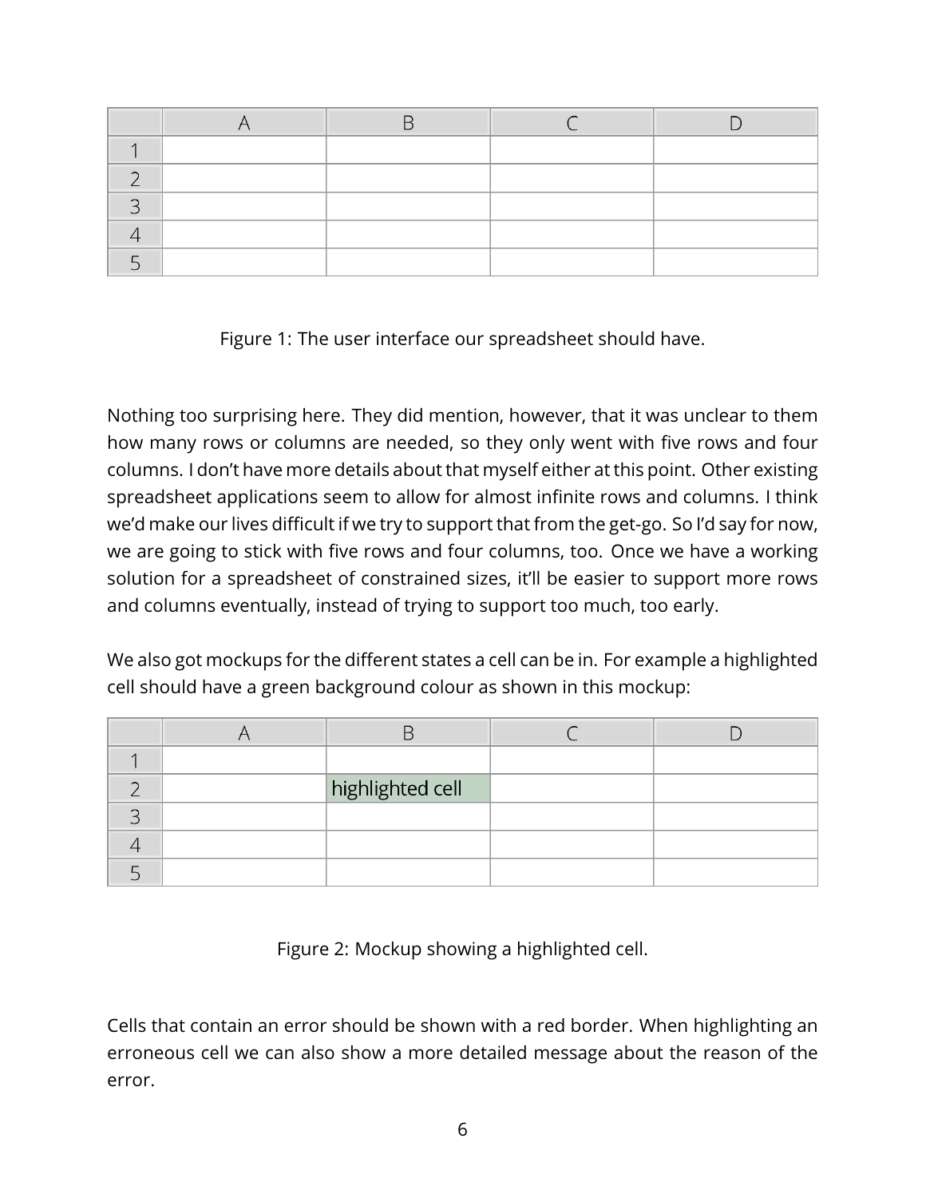|   | A | B | C | D |
|---|---|---|---|---|
| 1 |   |   |   |   |
| 2 |   |   |   |   |
| 3 |   |   |   |   |
| 4 |   |   |   |   |
| 5 |   |   |   |   |

Figure 1: The user interface our spreadsheet should have.

Nothing too surprising here. They did mention, however, that it was unclear to them how many rows or columns are needed, so they only went with five rows and four columns. I don't have more details about that myself either at this point. Other existing spreadsheet applications seem to allow for almost infinite rows and columns. I think we'd make our lives difficult if we try to support that from the get-go. So I'd say for now, we are going to stick with five rows and four columns, too. Once we have a working solution for a spreadsheet of constrained sizes, it'll be easier to support more rows and columns eventually, instead of trying to support too much, too early.

We also got mockups for the different states a cell can be in. For example a highlighted cell should have a green background colour as shown in this mockup:

|   | A | B | C | D |
|---|---|---|---|---|
| 1 |   |   |   |   |
| 2 |   | highlighted cell |   |   |
| 3 |   |   |   |   |
| 4 |   |   |   |   |
| 5 |   |   |   |   |

Figure 2: Mockup showing a highlighted cell.

Cells that contain an error should be shown with a red border. When highlighting an erroneous cell we can also show a more detailed message about the reason of the error.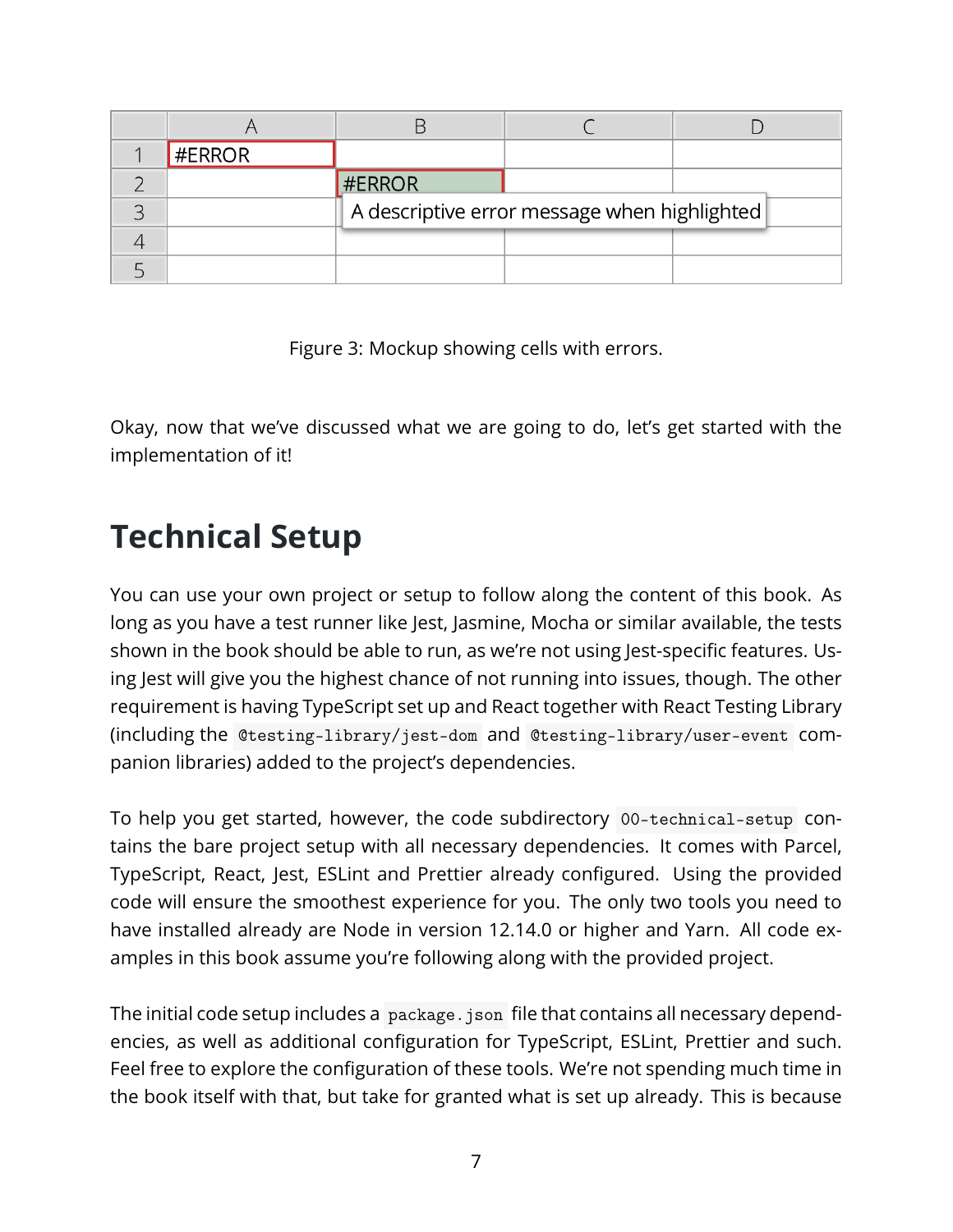|   | A | B | C | D |
|---|---|---|---|---|
| 1 | #ERROR |   |   |   |
| 2 |   | #ERROR |   |   |
| 3 |   | A descriptive error message when highlighted |   |   |
| 4 |   |   |   |   |
| 5 |   |   |   |   |

Figure 3: Mockup showing cells with errors.

Okay, now that we've discussed what we are going to do, let's get started with the implementation of it!

## Technical Setup

You can use your own project or setup to follow along the content of this book. As long as you have a test runner like Jest, Jasmine, Mocha or similar available, the tests shown in the book should be able to run, as we're not using Jest-specific features. Using Jest will give you the highest chance of not running into issues, though. The other requirement is having TypeScript set up and React together with React Testing Library (including the `@testing-library/jest-dom` and `@testing-library/user-event` companion libraries) added to the project's dependencies.

To help you get started, however, the code subdirectory `00-technical-setup` contains the bare project setup with all necessary dependencies. It comes with Parcel, TypeScript, React, Jest, ESLint and Prettier already configured. Using the provided code will ensure the smoothest experience for you. The only two tools you need to have installed already are Node in version 12.14.0 or higher and Yarn. All code examples in this book assume you're following along with the provided project.

The initial code setup includes a `package.json` file that contains all necessary dependencies, as well as additional configuration for TypeScript, ESLint, Prettier and such. Feel free to explore the configuration of these tools. We're not spending much time in the book itself with that, but take for granted what is set up already. This is because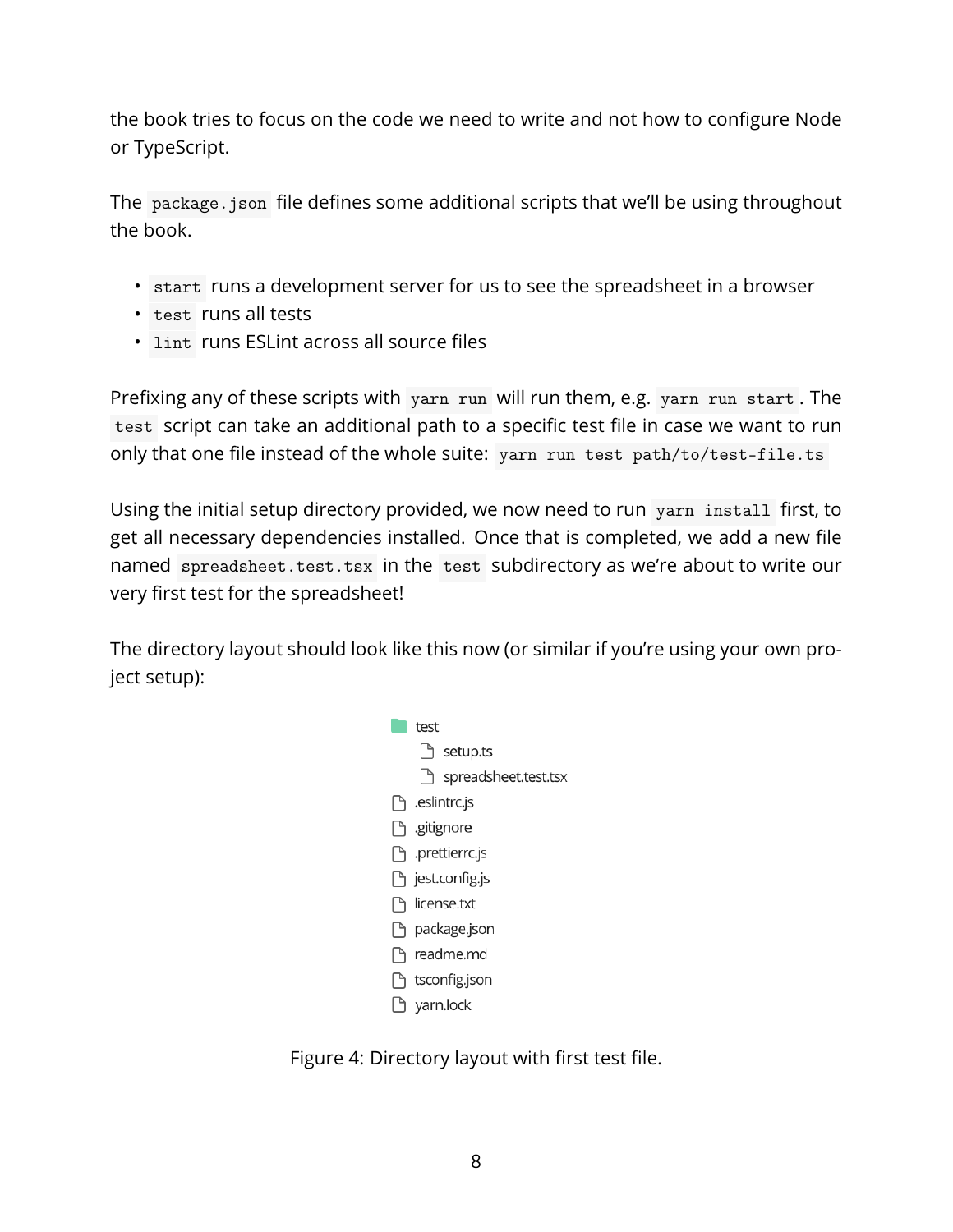the book tries to focus on the code we need to write and not how to configure Node or TypeScript.

The `package.json` file defines some additional scripts that we'll be using throughout the book.

- `start` runs a development server for us to see the spreadsheet in a browser
- `test` runs all tests
- `lint` runs ESLint across all source files

Prefixing any of these scripts with `yarn run` will run them, e.g. `yarn run start`. The `test` script can take an additional path to a specific test file in case we want to run only that one file instead of the whole suite: `yarn run test path/to/test-file.ts`

Using the initial setup directory provided, we now need to run `yarn install` first, to get all necessary dependencies installed. Once that is completed, we add a new file named `spreadsheet.test.tsx` in the `test` subdirectory as we're about to write our very first test for the spreadsheet!

The directory layout should look like this now (or similar if you're using your own project setup):

```
test
    setup.ts
    spreadsheet.test.tsx
.eslintrc.js
.gitignore
.prettierrc.js
jest.config.js
license.txt
package.json
readme.md
tsconfig.json
yarn.lock
```

Figure 4: Directory layout with first test file.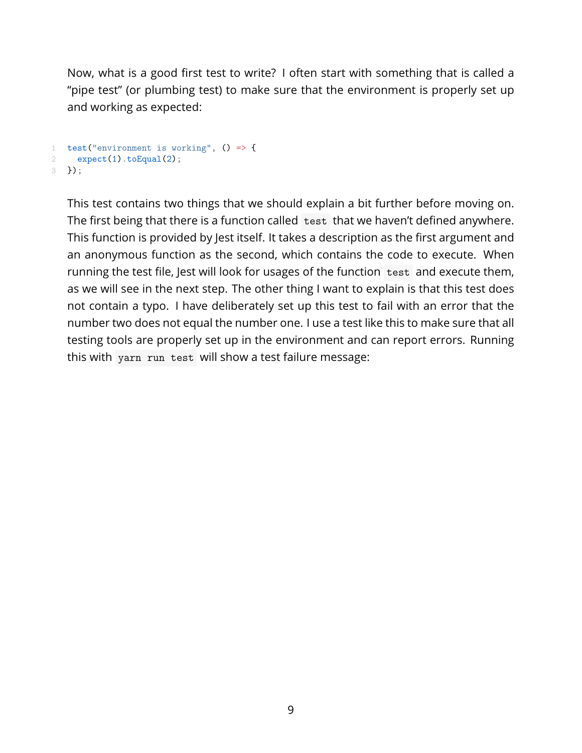Now, what is a good first test to write? I often start with something that is called a "pipe test" (or plumbing test) to make sure that the environment is properly set up and working as expected:

```
test("environment is working", () => {
  expect(1).toEqual(2);
});
```

This test contains two things that we should explain a bit further before moving on. The first being that there is a function called `test` that we haven't defined anywhere. This function is provided by Jest itself. It takes a description as the first argument and an anonymous function as the second, which contains the code to execute. When running the test file, Jest will look for usages of the function `test` and execute them, as we will see in the next step. The other thing I want to explain is that this test does not contain a typo. I have deliberately set up this test to fail with an error that the number two does not equal the number one. I use a test like this to make sure that all testing tools are properly set up in the environment and can report errors. Running this with `yarn run test` will show a test failure message: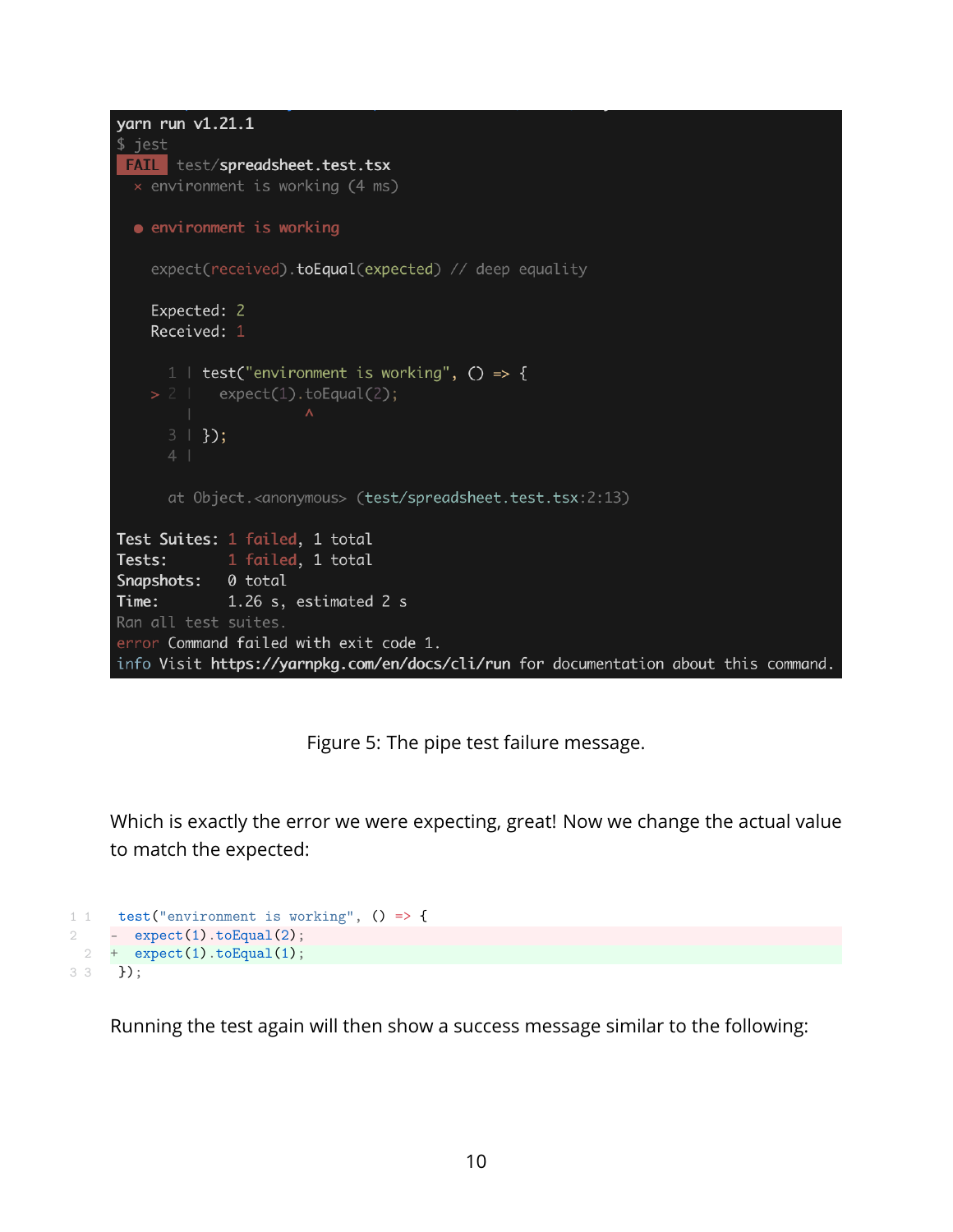```
yarn run v1.21.1
$ jest
 FAIL  test/spreadsheet.test.tsx
  × environment is working (4 ms)

  ● environment is working

    expect(received).toEqual(expected) // deep equality

    Expected: 2
    Received: 1

      1 | test("environment is working", () => {
    > 2 |   expect(1).toEqual(2);
        |             ^
      3 | });
      4 |

      at Object.<anonymous> (test/spreadsheet.test.tsx:2:13)

Test Suites: 1 failed, 1 total
Tests:       1 failed, 1 total
Snapshots:   0 total
Time:        1.26 s, estimated 2 s
Ran all test suites.
error Command failed with exit code 1.
info Visit https://yarnpkg.com/en/docs/cli/run for documentation about this command.
```

Figure 5: The pipe test failure message.

Which is exactly the error we were expecting, great! Now we change the actual value to match the expected:

```diff
 test("environment is working", () => {
-  expect(1).toEqual(2);
+  expect(1).toEqual(1);
 });
```

Running the test again will then show a success message similar to the following: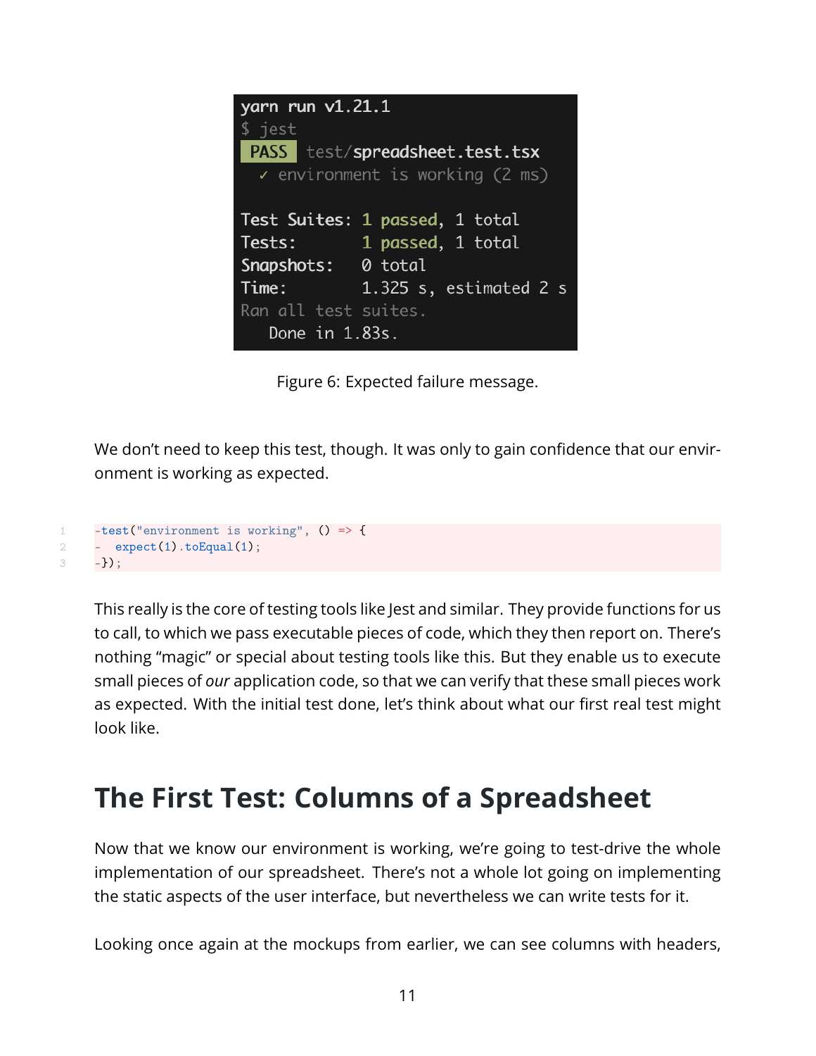```
yarn run v1.21.1
$ jest
 PASS  test/spreadsheet.test.tsx
  ✓ environment is working (2 ms)

Test Suites: 1 passed, 1 total
Tests:       1 passed, 1 total
Snapshots:   0 total
Time:        1.325 s, estimated 2 s
Ran all test suites.
   Done in 1.83s.
```

Figure 6: Expected failure message.

We don't need to keep this test, though. It was only to gain confidence that our environment is working as expected.

```
-test("environment is working", () => {
-  expect(1).toEqual(1);
-});
```

This really is the core of testing tools like Jest and similar. They provide functions for us to call, to which we pass executable pieces of code, which they then report on. There's nothing "magic" or special about testing tools like this. But they enable us to execute small pieces of *our* application code, so that we can verify that these small pieces work as expected. With the initial test done, let's think about what our first real test might look like.

## The First Test: Columns of a Spreadsheet

Now that we know our environment is working, we're going to test-drive the whole implementation of our spreadsheet. There's not a whole lot going on implementing the static aspects of the user interface, but nevertheless we can write tests for it.

Looking once again at the mockups from earlier, we can see columns with headers,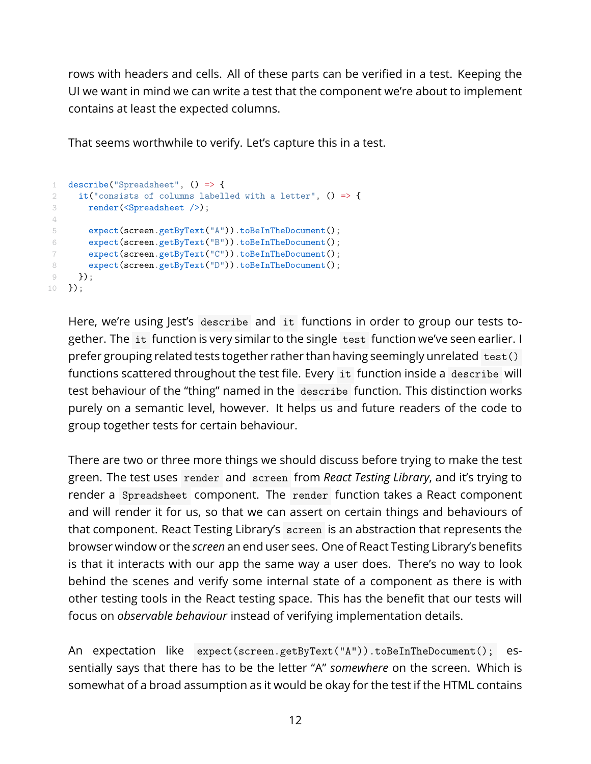rows with headers and cells. All of these parts can be verified in a test. Keeping the UI we want in mind we can write a test that the component we're about to implement contains at least the expected columns.

That seems worthwhile to verify. Let's capture this in a test.

```
describe("Spreadsheet", () => {
  it("consists of columns labelled with a letter", () => {
    render(<Spreadsheet />);

    expect(screen.getByText("A")).toBeInTheDocument();
    expect(screen.getByText("B")).toBeInTheDocument();
    expect(screen.getByText("C")).toBeInTheDocument();
    expect(screen.getByText("D")).toBeInTheDocument();
  });
});
```

Here, we're using Jest's `describe` and `it` functions in order to group our tests together. The `it` function is very similar to the single `test` function we've seen earlier. I prefer grouping related tests together rather than having seemingly unrelated `test()` functions scattered throughout the test file. Every `it` function inside a `describe` will test behaviour of the "thing" named in the `describe` function. This distinction works purely on a semantic level, however. It helps us and future readers of the code to group together tests for certain behaviour.

There are two or three more things we should discuss before trying to make the test green. The test uses `render` and `screen` from *React Testing Library*, and it's trying to render a `Spreadsheet` component. The `render` function takes a React component and will render it for us, so that we can assert on certain things and behaviours of that component. React Testing Library's `screen` is an abstraction that represents the browser window or the *screen* an end user sees. One of React Testing Library's benefits is that it interacts with our app the same way a user does. There's no way to look behind the scenes and verify some internal state of a component as there is with other testing tools in the React testing space. This has the benefit that our tests will focus on *observable behaviour* instead of verifying implementation details.

An expectation like `expect(screen.getByText("A")).toBeInTheDocument();` essentially says that there has to be the letter "A" *somewhere* on the screen. Which is somewhat of a broad assumption as it would be okay for the test if the HTML contains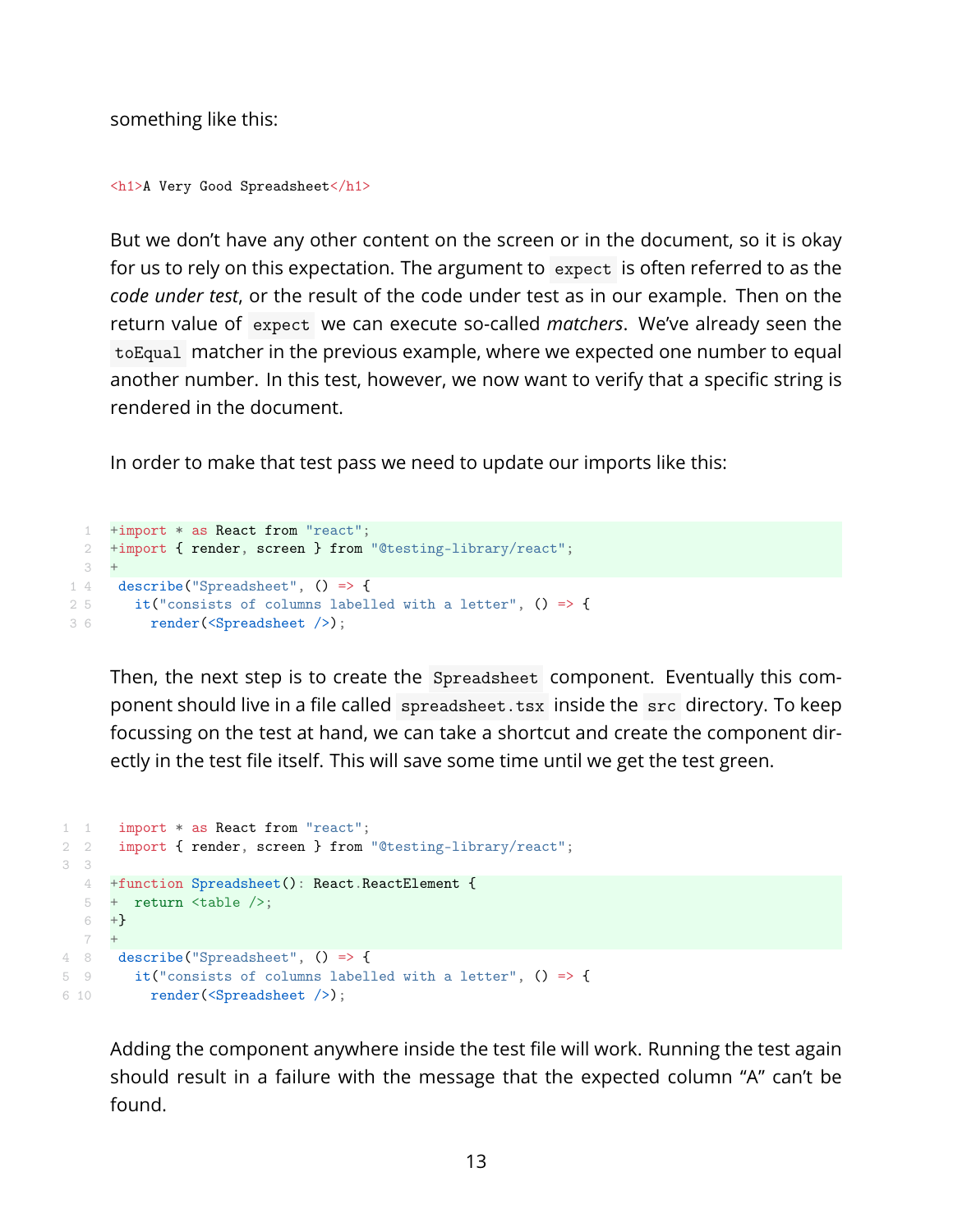something like this:

```
<h1>A Very Good Spreadsheet</h1>
```

But we don't have any other content on the screen or in the document, so it is okay for us to rely on this expectation. The argument to `expect` is often referred to as the *code under test*, or the result of the code under test as in our example. Then on the return value of `expect` we can execute so-called *matchers*. We've already seen the `toEqual` matcher in the previous example, where we expected one number to equal another number. In this test, however, we now want to verify that a specific string is rendered in the document.

In order to make that test pass we need to update our imports like this:

```diff
+import * as React from "react";
+import { render, screen } from "@testing-library/react";
+
 describe("Spreadsheet", () => {
   it("consists of columns labelled with a letter", () => {
     render(<Spreadsheet />);
```

Then, the next step is to create the `Spreadsheet` component. Eventually this component should live in a file called `spreadsheet.tsx` inside the `src` directory. To keep focussing on the test at hand, we can take a shortcut and create the component directly in the test file itself. This will save some time until we get the test green.

```diff
 import * as React from "react";
 import { render, screen } from "@testing-library/react";
 
+function Spreadsheet(): React.ReactElement {
+  return <table />;
+}
+
 describe("Spreadsheet", () => {
   it("consists of columns labelled with a letter", () => {
     render(<Spreadsheet />);
```

Adding the component anywhere inside the test file will work. Running the test again should result in a failure with the message that the expected column "A" can't be found.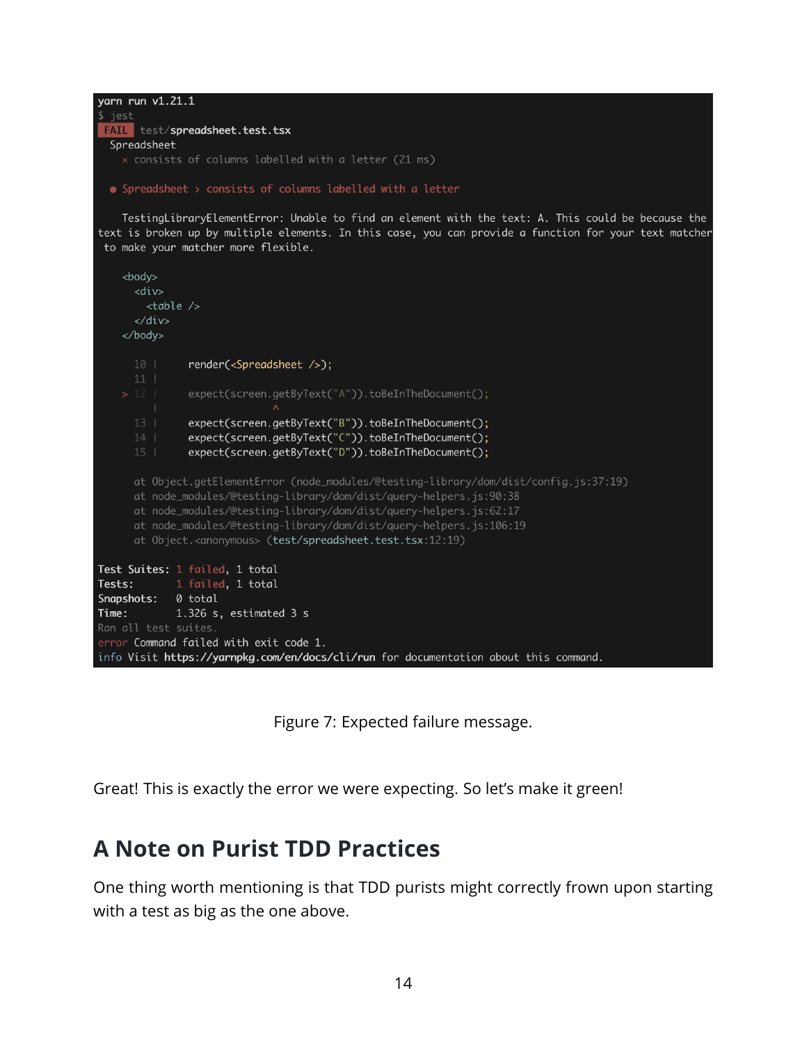```
yarn run v1.21.1
$ jest
 FAIL  test/spreadsheet.test.tsx
  Spreadsheet
    × consists of columns labelled with a letter (21 ms)

  ● Spreadsheet › consists of columns labelled with a letter

    TestingLibraryElementError: Unable to find an element with the text: A. This could be because the
text is broken up by multiple elements. In this case, you can provide a function for your text matcher
 to make your matcher more flexible.

    <body>
      <div>
        <table />
      </div>
    </body>

      10 |     render(<Spreadsheet />);
      11 |
    > 12 |     expect(screen.getByText("A")).toBeInTheDocument();
         |                   ^
      13 |     expect(screen.getByText("B")).toBeInTheDocument();
      14 |     expect(screen.getByText("C")).toBeInTheDocument();
      15 |     expect(screen.getByText("D")).toBeInTheDocument();

      at Object.getElementError (node_modules/@testing-library/dom/dist/config.js:37:19)
      at node_modules/@testing-library/dom/dist/query-helpers.js:90:38
      at node_modules/@testing-library/dom/dist/query-helpers.js:62:17
      at node_modules/@testing-library/dom/dist/query-helpers.js:106:19
      at Object.<anonymous> (test/spreadsheet.test.tsx:12:19)

Test Suites: 1 failed, 1 total
Tests:       1 failed, 1 total
Snapshots:   0 total
Time:        1.326 s, estimated 3 s
Ran all test suites.
error Command failed with exit code 1.
info Visit https://yarnpkg.com/en/docs/cli/run for documentation about this command.
```

Figure 7: Expected failure message.

Great! This is exactly the error we were expecting. So let's make it green!

## A Note on Purist TDD Practices

One thing worth mentioning is that TDD purists might correctly frown upon starting with a test as big as the one above.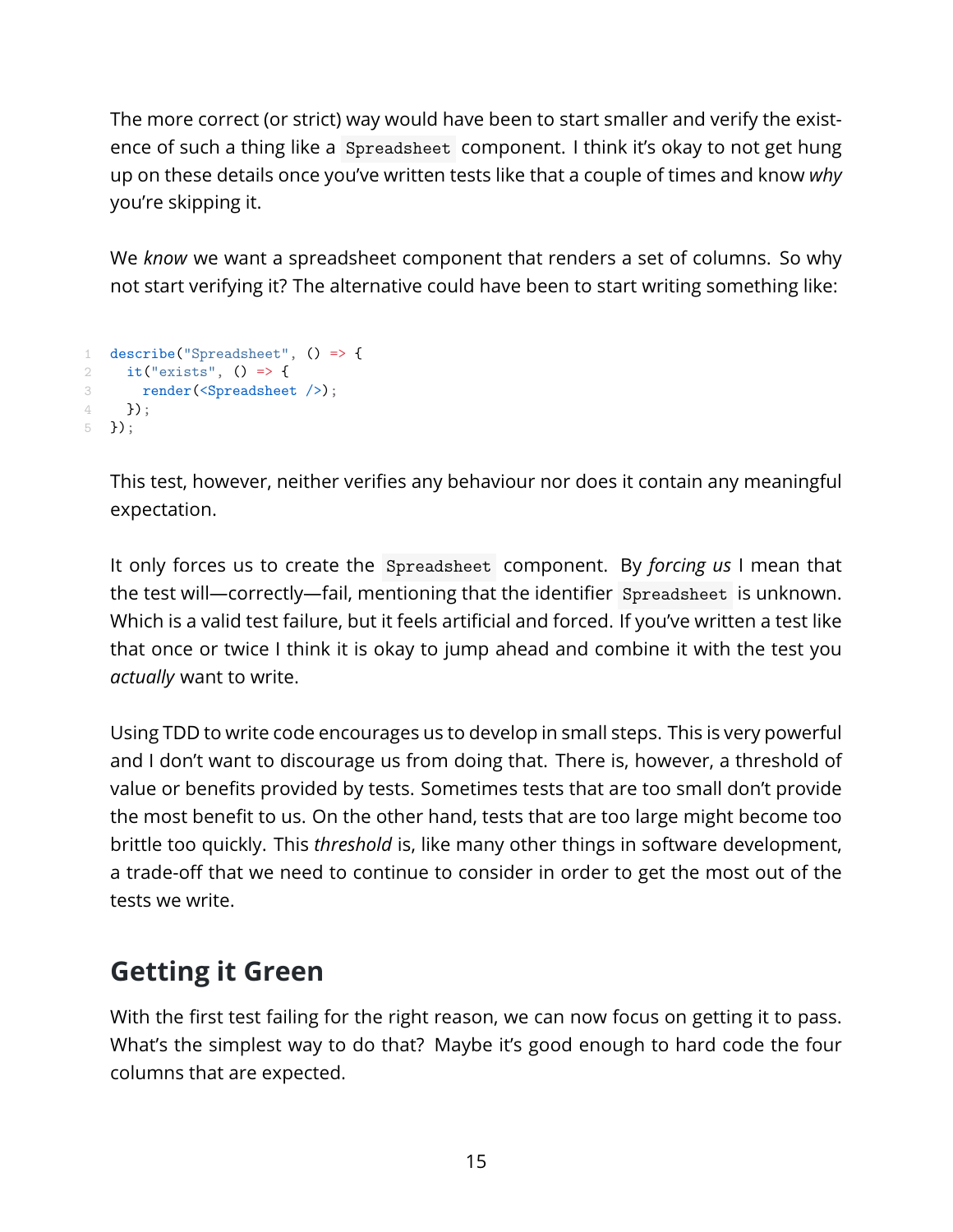The more correct (or strict) way would have been to start smaller and verify the existence of such a thing like a `Spreadsheet` component. I think it's okay to not get hung up on these details once you've written tests like that a couple of times and know *why* you're skipping it.

We *know* we want a spreadsheet component that renders a set of columns. So why not start verifying it? The alternative could have been to start writing something like:

```
describe("Spreadsheet", () => {
  it("exists", () => {
    render(<Spreadsheet />);
  });
});
```

This test, however, neither verifies any behaviour nor does it contain any meaningful expectation.

It only forces us to create the `Spreadsheet` component. By *forcing us* I mean that the test will—correctly—fail, mentioning that the identifier `Spreadsheet` is unknown. Which is a valid test failure, but it feels artificial and forced. If you've written a test like that once or twice I think it is okay to jump ahead and combine it with the test you *actually* want to write.

Using TDD to write code encourages us to develop in small steps. This is very powerful and I don't want to discourage us from doing that. There is, however, a threshold of value or benefits provided by tests. Sometimes tests that are too small don't provide the most benefit to us. On the other hand, tests that are too large might become too brittle too quickly. This *threshold* is, like many other things in software development, a trade-off that we need to continue to consider in order to get the most out of the tests we write.

## Getting it Green

With the first test failing for the right reason, we can now focus on getting it to pass. What's the simplest way to do that? Maybe it's good enough to hard code the four columns that are expected.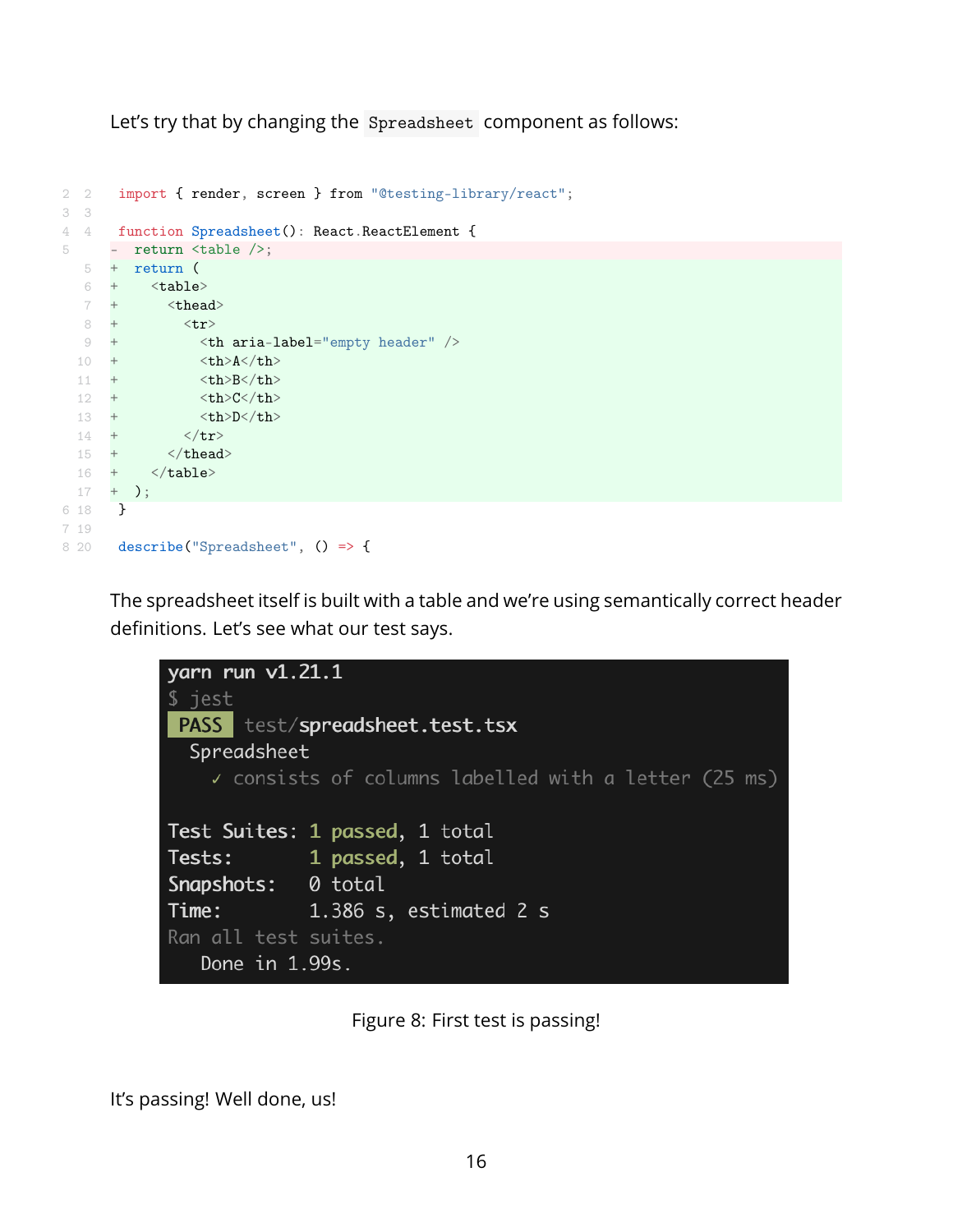Let's try that by changing the `Spreadsheet` component as follows:

```diff
 import { render, screen } from "@testing-library/react";
 
 function Spreadsheet(): React.ReactElement {
-  return <table />;
+  return (
+    <table>
+      <thead>
+        <tr>
+          <th aria-label="empty header" />
+          <th>A</th>
+          <th>B</th>
+          <th>C</th>
+          <th>D</th>
+        </tr>
+      </thead>
+    </table>
+  );
 }
 
 describe("Spreadsheet", () => {
```

The spreadsheet itself is built with a table and we're using semantically correct header definitions. Let's see what our test says.

```
yarn run v1.21.1
$ jest
 PASS  test/spreadsheet.test.tsx
  Spreadsheet
    ✓ consists of columns labelled with a letter (25 ms)

Test Suites: 1 passed, 1 total
Tests:       1 passed, 1 total
Snapshots:   0 total
Time:        1.386 s, estimated 2 s
Ran all test suites.
   Done in 1.99s.
```

Figure 8: First test is passing!

It's passing! Well done, us!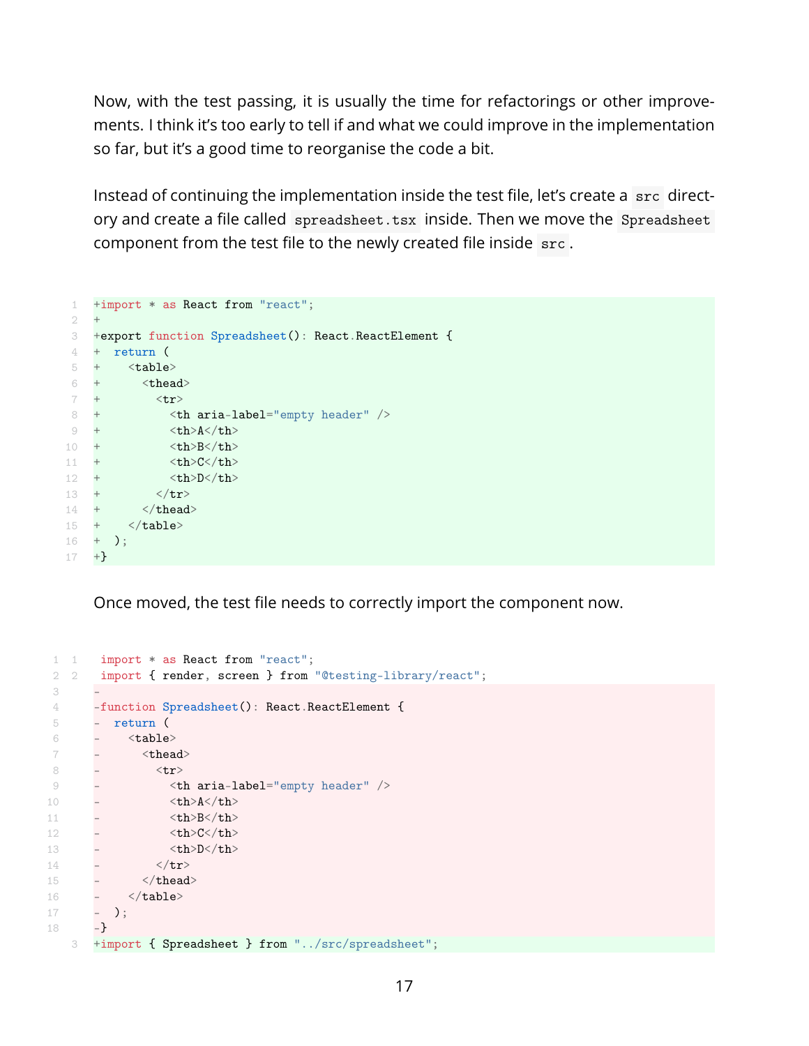Now, with the test passing, it is usually the time for refactorings or other improvements. I think it's too early to tell if and what we could improve in the implementation so far, but it's a good time to reorganise the code a bit.

Instead of continuing the implementation inside the test file, let's create a `src` directory and create a file called `spreadsheet.tsx` inside. Then we move the `Spreadsheet` component from the test file to the newly created file inside `src`.

```diff
+import * as React from "react";
+
+export function Spreadsheet(): React.ReactElement {
+  return (
+    <table>
+      <thead>
+        <tr>
+          <th aria-label="empty header" />
+          <th>A</th>
+          <th>B</th>
+          <th>C</th>
+          <th>D</th>
+        </tr>
+      </thead>
+    </table>
+  );
+}
```

Once moved, the test file needs to correctly import the component now.

```diff
 import * as React from "react";
 import { render, screen } from "@testing-library/react";
-
-function Spreadsheet(): React.ReactElement {
-  return (
-    <table>
-      <thead>
-        <tr>
-          <th aria-label="empty header" />
-          <th>A</th>
-          <th>B</th>
-          <th>C</th>
-          <th>D</th>
-        </tr>
-      </thead>
-    </table>
-  );
-}
+import { Spreadsheet } from "../src/spreadsheet";
```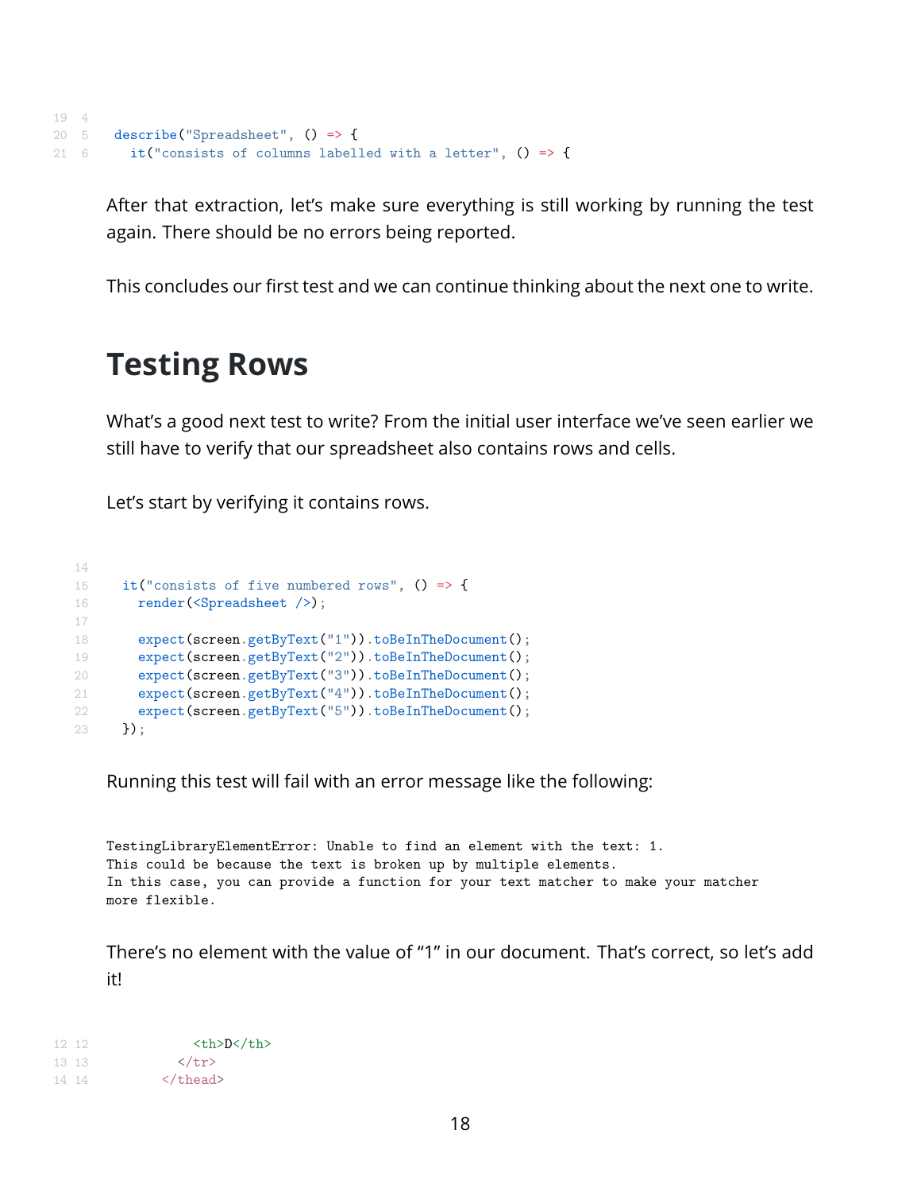```
19  4
20  5   describe("Spreadsheet", () => {
21  6     it("consists of columns labelled with a letter", () => {
```

After that extraction, let's make sure everything is still working by running the test again. There should be no errors being reported.

This concludes our first test and we can continue thinking about the next one to write.

## Testing Rows

What's a good next test to write? From the initial user interface we've seen earlier we still have to verify that our spreadsheet also contains rows and cells.

Let's start by verifying it contains rows.

```
14
15    it("consists of five numbered rows", () => {
16      render(<Spreadsheet />);
17
18      expect(screen.getByText("1")).toBeInTheDocument();
19      expect(screen.getByText("2")).toBeInTheDocument();
20      expect(screen.getByText("3")).toBeInTheDocument();
21      expect(screen.getByText("4")).toBeInTheDocument();
22      expect(screen.getByText("5")).toBeInTheDocument();
23    });
```

Running this test will fail with an error message like the following:

```
TestingLibraryElementError: Unable to find an element with the text: 1.
This could be because the text is broken up by multiple elements.
In this case, you can provide a function for your text matcher to make your matcher
more flexible.
```

There's no element with the value of "1" in our document. That's correct, so let's add it!

```
12 12             <th>D</th>
13 13           </tr>
14 14         </thead>
```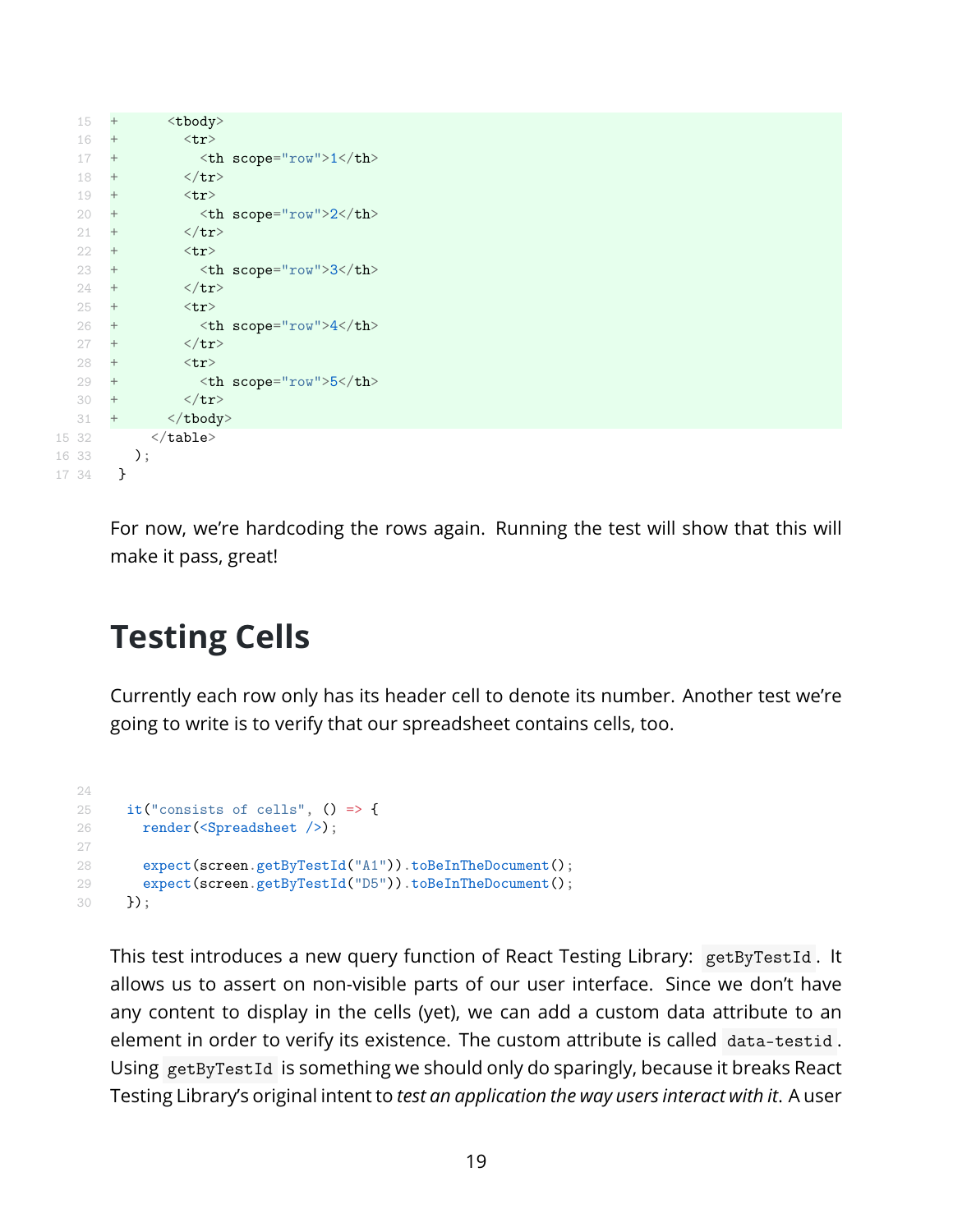```diff
+      <tbody>
+        <tr>
+          <th scope="row">1</th>
+        </tr>
+        <tr>
+          <th scope="row">2</th>
+        </tr>
+        <tr>
+          <th scope="row">3</th>
+        </tr>
+        <tr>
+          <th scope="row">4</th>
+        </tr>
+        <tr>
+          <th scope="row">5</th>
+        </tr>
+      </tbody>
     </table>
   );
 }
```

For now, we're hardcoding the rows again. Running the test will show that this will make it pass, great!

## Testing Cells

Currently each row only has its header cell to denote its number. Another test we're going to write is to verify that our spreadsheet contains cells, too.

```jsx

  it("consists of cells", () => {
    render(<Spreadsheet />);

    expect(screen.getByTestId("A1")).toBeInTheDocument();
    expect(screen.getByTestId("D5")).toBeInTheDocument();
  });
```

This test introduces a new query function of React Testing Library: `getByTestId`. It allows us to assert on non-visible parts of our user interface. Since we don't have any content to display in the cells (yet), we can add a custom data attribute to an element in order to verify its existence. The custom attribute is called `data-testid`. Using `getByTestId` is something we should only do sparingly, because it breaks React Testing Library's original intent to *test an application the way users interact with it*. A user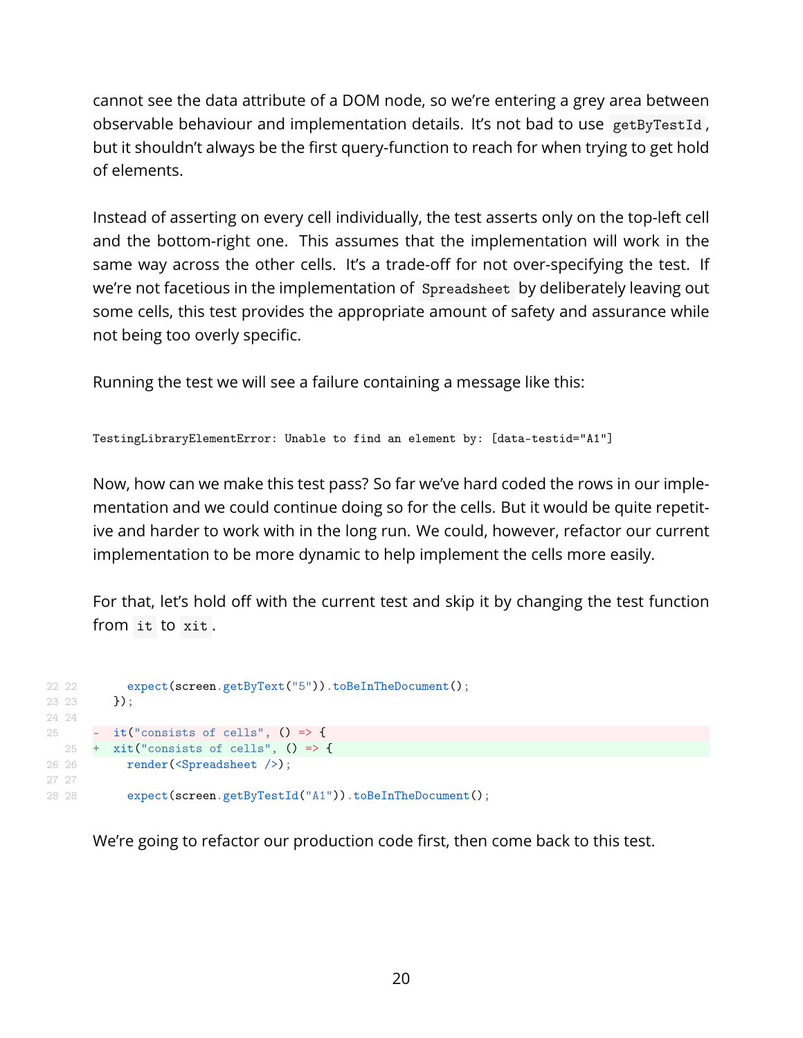cannot see the data attribute of a DOM node, so we're entering a grey area between observable behaviour and implementation details. It's not bad to use `getByTestId`, but it shouldn't always be the first query-function to reach for when trying to get hold of elements.

Instead of asserting on every cell individually, the test asserts only on the top-left cell and the bottom-right one. This assumes that the implementation will work in the same way across the other cells. It's a trade-off for not over-specifying the test. If we're not facetious in the implementation of `Spreadsheet` by deliberately leaving out some cells, this test provides the appropriate amount of safety and assurance while not being too overly specific.

Running the test we will see a failure containing a message like this:

```
TestingLibraryElementError: Unable to find an element by: [data-testid="A1"]
```

Now, how can we make this test pass? So far we've hard coded the rows in our implementation and we could continue doing so for the cells. But it would be quite repetitive and harder to work with in the long run. We could, however, refactor our current implementation to be more dynamic to help implement the cells more easily.

For that, let's hold off with the current test and skip it by changing the test function from `it` to `xit`.

```diff
22 22       expect(screen.getByText("5")).toBeInTheDocument();
23 23     });
24 24 
25     -  it("consists of cells", () => {
   25 +  xit("consists of cells", () => {
26 26       render(<Spreadsheet />);
27 27 
28 28       expect(screen.getByTestId("A1")).toBeInTheDocument();
```

We're going to refactor our production code first, then come back to this test.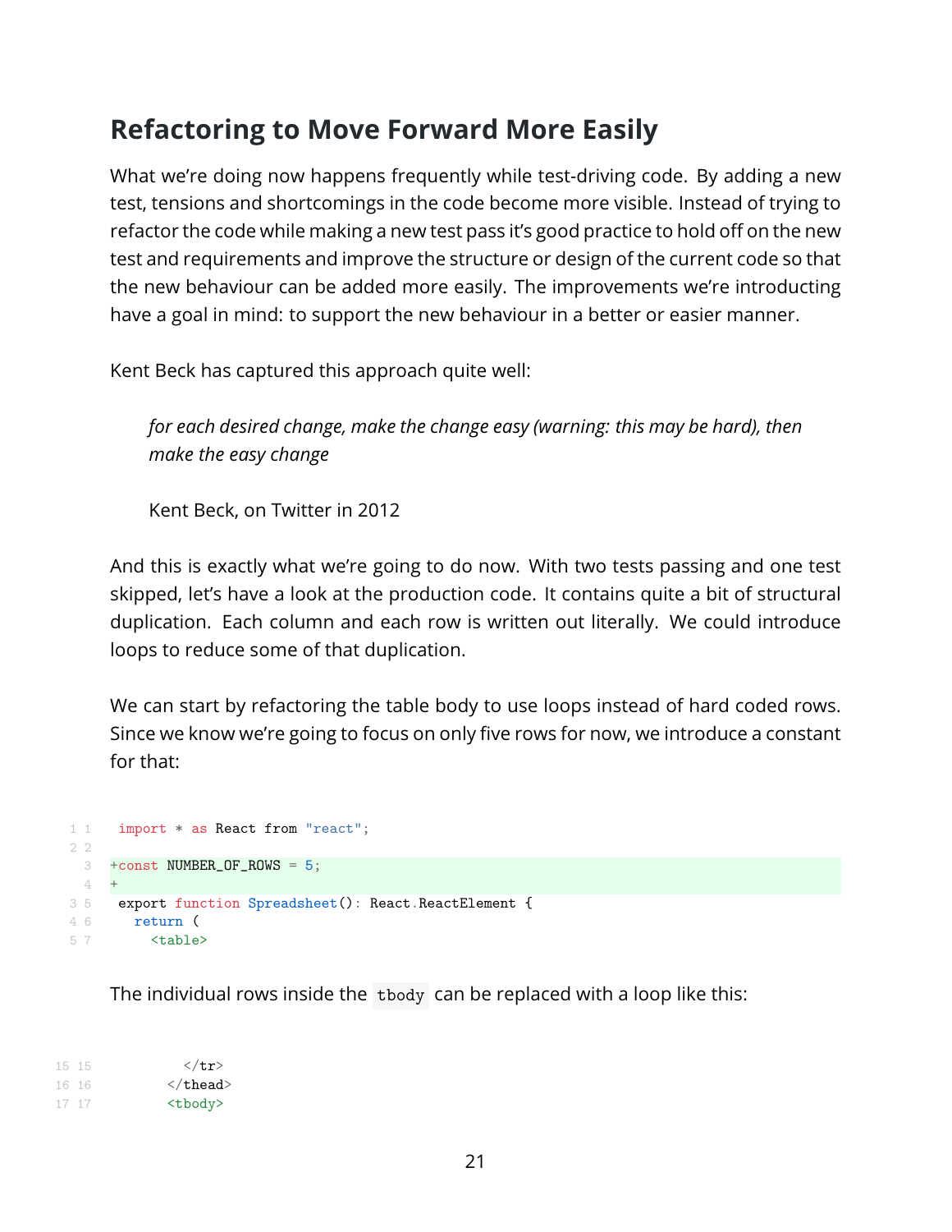## Refactoring to Move Forward More Easily

What we're doing now happens frequently while test-driving code. By adding a new test, tensions and shortcomings in the code become more visible. Instead of trying to refactor the code while making a new test pass it's good practice to hold off on the new test and requirements and improve the structure or design of the current code so that the new behaviour can be added more easily. The improvements we're introducting have a goal in mind: to support the new behaviour in a better or easier manner.

Kent Beck has captured this approach quite well:

> *for each desired change, make the change easy (warning: this may be hard), then make the easy change*
>
> Kent Beck, on Twitter in 2012

And this is exactly what we're going to do now. With two tests passing and one test skipped, let's have a look at the production code. It contains quite a bit of structural duplication. Each column and each row is written out literally. We could introduce loops to reduce some of that duplication.

We can start by refactoring the table body to use loops instead of hard coded rows. Since we know we're going to focus on only five rows for now, we introduce a constant for that:

```
1 1   import * as React from "react";
2 2
  3  +const NUMBER_OF_ROWS = 5;
  4  +
3 5   export function Spreadsheet(): React.ReactElement {
4 6     return (
5 7       <table>
```

The individual rows inside the `tbody` can be replaced with a loop like this:

```
15 15           </tr>
16 16         </thead>
17 17         <tbody>
```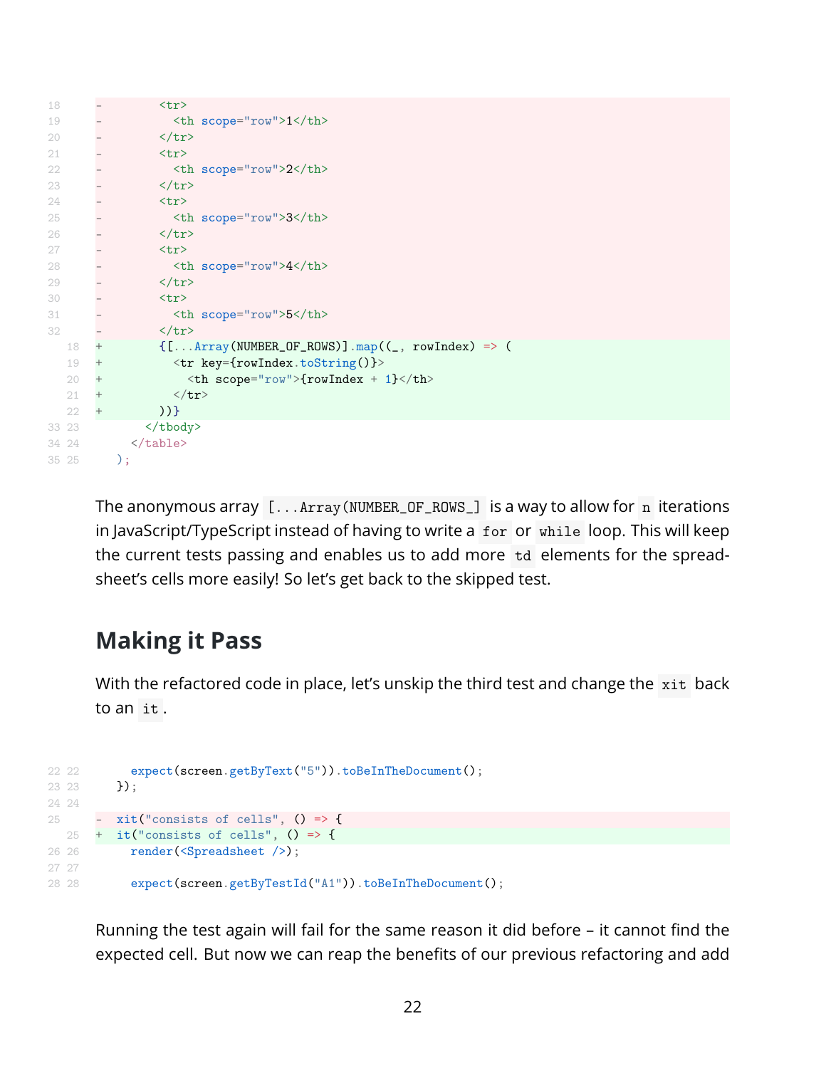```diff
-        <tr>
-          <th scope="row">1</th>
-        </tr>
-        <tr>
-          <th scope="row">2</th>
-        </tr>
-        <tr>
-          <th scope="row">3</th>
-        </tr>
-        <tr>
-          <th scope="row">4</th>
-        </tr>
-        <tr>
-          <th scope="row">5</th>
-        </tr>
+        {[...Array(NUMBER_OF_ROWS)].map((_, rowIndex) => (
+          <tr key={rowIndex.toString()}>
+            <th scope="row">{rowIndex + 1}</th>
+          </tr>
+        ))}
       </tbody>
     </table>
   );
```

The anonymous array `[...Array(NUMBER_OF_ROWS_]` is a way to allow for `n` iterations in JavaScript/TypeScript instead of having to write a `for` or `while` loop. This will keep the current tests passing and enables us to add more `td` elements for the spreadsheet's cells more easily! So let's get back to the skipped test.

## Making it Pass

With the refactored code in place, let's unskip the third test and change the `xit` back to an `it`.

```diff
     expect(screen.getByText("5")).toBeInTheDocument();
   });
 
-  xit("consists of cells", () => {
+  it("consists of cells", () => {
     render(<Spreadsheet />);
 
     expect(screen.getByTestId("A1")).toBeInTheDocument();
```

Running the test again will fail for the same reason it did before – it cannot find the expected cell. But now we can reap the benefits of our previous refactoring and add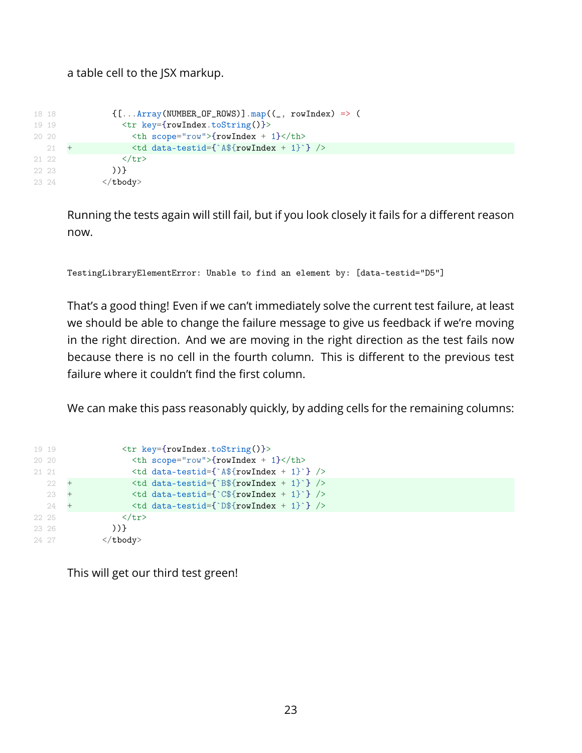a table cell to the JSX markup.

```diff
         {[...Array(NUMBER_OF_ROWS)].map((_, rowIndex) => (
           <tr key={rowIndex.toString()}>
             <th scope="row">{rowIndex + 1}</th>
+            <td data-testid={`A${rowIndex + 1}`} />
           </tr>
         ))}
       </tbody>
```

Running the tests again will still fail, but if you look closely it fails for a different reason now.

```
TestingLibraryElementError: Unable to find an element by: [data-testid="D5"]
```

That's a good thing! Even if we can't immediately solve the current test failure, at least we should be able to change the failure message to give us feedback if we're moving in the right direction. And we are moving in the right direction as the test fails now because there is no cell in the fourth column. This is different to the previous test failure where it couldn't find the first column.

We can make this pass reasonably quickly, by adding cells for the remaining columns:

```diff
           <tr key={rowIndex.toString()}>
             <th scope="row">{rowIndex + 1}</th>
             <td data-testid={`A${rowIndex + 1}`} />
+            <td data-testid={`B${rowIndex + 1}`} />
+            <td data-testid={`C${rowIndex + 1}`} />
+            <td data-testid={`D${rowIndex + 1}`} />
           </tr>
         ))}
       </tbody>
```

This will get our third test green!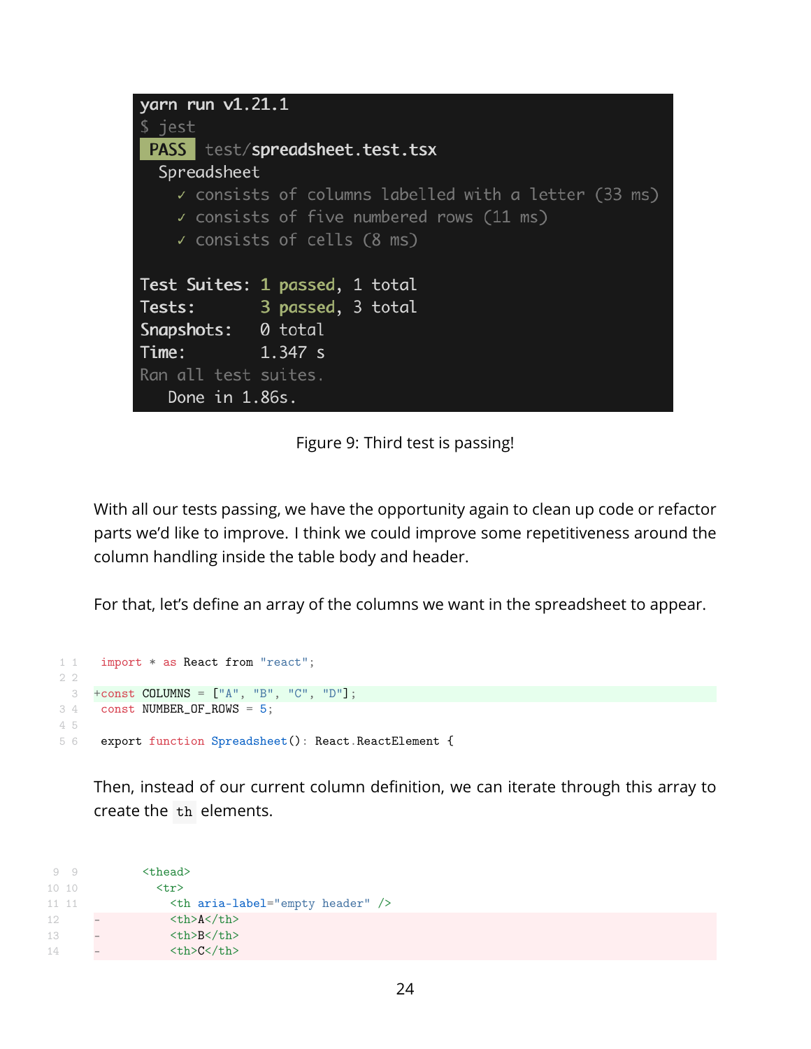```
yarn run v1.21.1
$ jest
 PASS  test/spreadsheet.test.tsx
  Spreadsheet
    ✓ consists of columns labelled with a letter (33 ms)
    ✓ consists of five numbered rows (11 ms)
    ✓ consists of cells (8 ms)

Test Suites: 1 passed, 1 total
Tests:       3 passed, 3 total
Snapshots:   0 total
Time:        1.347 s
Ran all test suites.
   Done in 1.86s.
```

Figure 9: Third test is passing!

With all our tests passing, we have the opportunity again to clean up code or refactor parts we'd like to improve. I think we could improve some repetitiveness around the column handling inside the table body and header.

For that, let's define an array of the columns we want in the spreadsheet to appear.

```diff
 import * as React from "react";
 
+const COLUMNS = ["A", "B", "C", "D"];
 const NUMBER_OF_ROWS = 5;
 
 export function Spreadsheet(): React.ReactElement {
```

Then, instead of our current column definition, we can iterate through this array to create the `th` elements.

```diff
       <thead>
         <tr>
           <th aria-label="empty header" />
-          <th>A</th>
-          <th>B</th>
-          <th>C</th>
```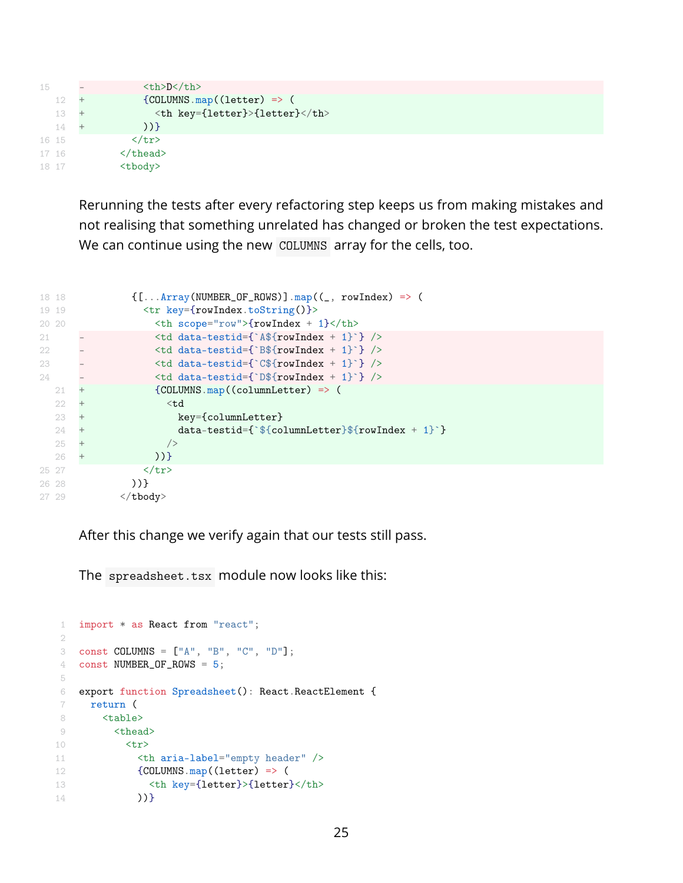```diff
15    -          <th>D</th>
   12 +          {COLUMNS.map((letter) => (
   13 +            <th key={letter}>{letter}</th>
   14 +          ))}
16 15          </tr>
17 16        </thead>
18 17        <tbody>
```

Rerunning the tests after every refactoring step keeps us from making mistakes and not realising that something unrelated has changed or broken the test expectations. We can continue using the new `COLUMNS` array for the cells, too.

```diff
18 18          {[...Array(NUMBER_OF_ROWS)].map((_, rowIndex) => (
19 19            <tr key={rowIndex.toString()}>
20 20              <th scope="row">{rowIndex + 1}</th>
21    -              <td data-testid={`A${rowIndex + 1}`} />
22    -              <td data-testid={`B${rowIndex + 1}`} />
23    -              <td data-testid={`C${rowIndex + 1}`} />
24    -              <td data-testid={`D${rowIndex + 1}`} />
   21 +              {COLUMNS.map((columnLetter) => (
   22 +                <td
   23 +                  key={columnLetter}
   24 +                  data-testid={`${columnLetter}${rowIndex + 1}`}
   25 +                />
   26 +              ))}
25 27            </tr>
26 28          ))}
27 29        </tbody>
```

After this change we verify again that our tests still pass.

The `spreadsheet.tsx` module now looks like this:

```tsx
import * as React from "react";

const COLUMNS = ["A", "B", "C", "D"];
const NUMBER_OF_ROWS = 5;

export function Spreadsheet(): React.ReactElement {
  return (
    <table>
      <thead>
        <tr>
          <th aria-label="empty header" />
          {COLUMNS.map((letter) => (
            <th key={letter}>{letter}</th>
          ))}
```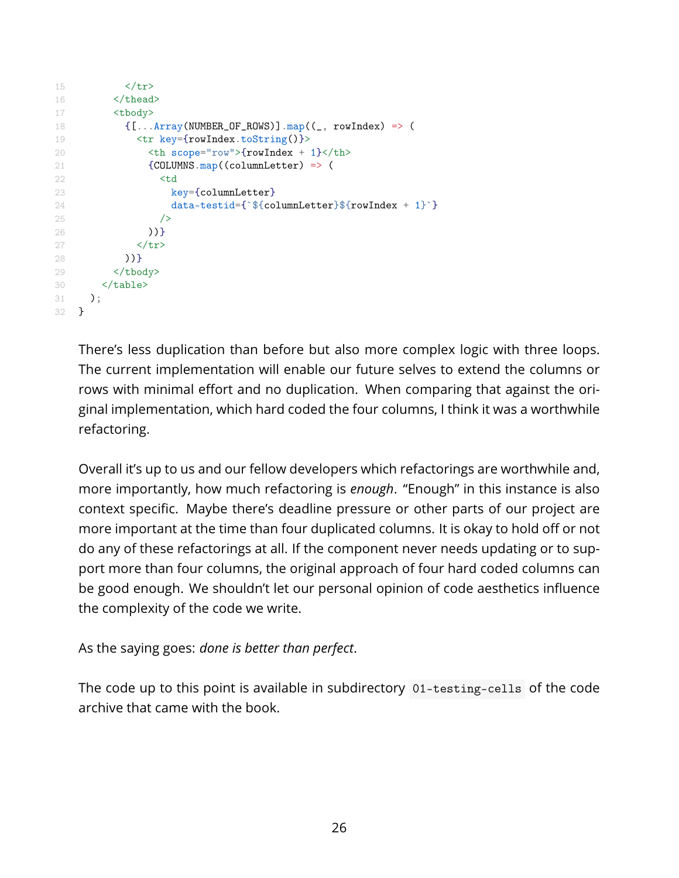```
        </tr>
      </thead>
      <tbody>
        {[...Array(NUMBER_OF_ROWS)].map((_, rowIndex) => (
          <tr key={rowIndex.toString()}>
            <th scope="row">{rowIndex + 1}</th>
            {COLUMNS.map((columnLetter) => (
              <td
                key={columnLetter}
                data-testid={`${columnLetter}${rowIndex + 1}`}
              />
            ))}
          </tr>
        ))}
      </tbody>
    </table>
  );
}
```

There's less duplication than before but also more complex logic with three loops. The current implementation will enable our future selves to extend the columns or rows with minimal effort and no duplication. When comparing that against the original implementation, which hard coded the four columns, I think it was a worthwhile refactoring.

Overall it's up to us and our fellow developers which refactorings are worthwhile and, more importantly, how much refactoring is *enough*. "Enough" in this instance is also context specific. Maybe there's deadline pressure or other parts of our project are more important at the time than four duplicated columns. It is okay to hold off or not do any of these refactorings at all. If the component never needs updating or to support more than four columns, the original approach of four hard coded columns can be good enough. We shouldn't let our personal opinion of code aesthetics influence the complexity of the code we write.

As the saying goes: *done is better than perfect*.

The code up to this point is available in subdirectory `01-testing-cells` of the code archive that came with the book.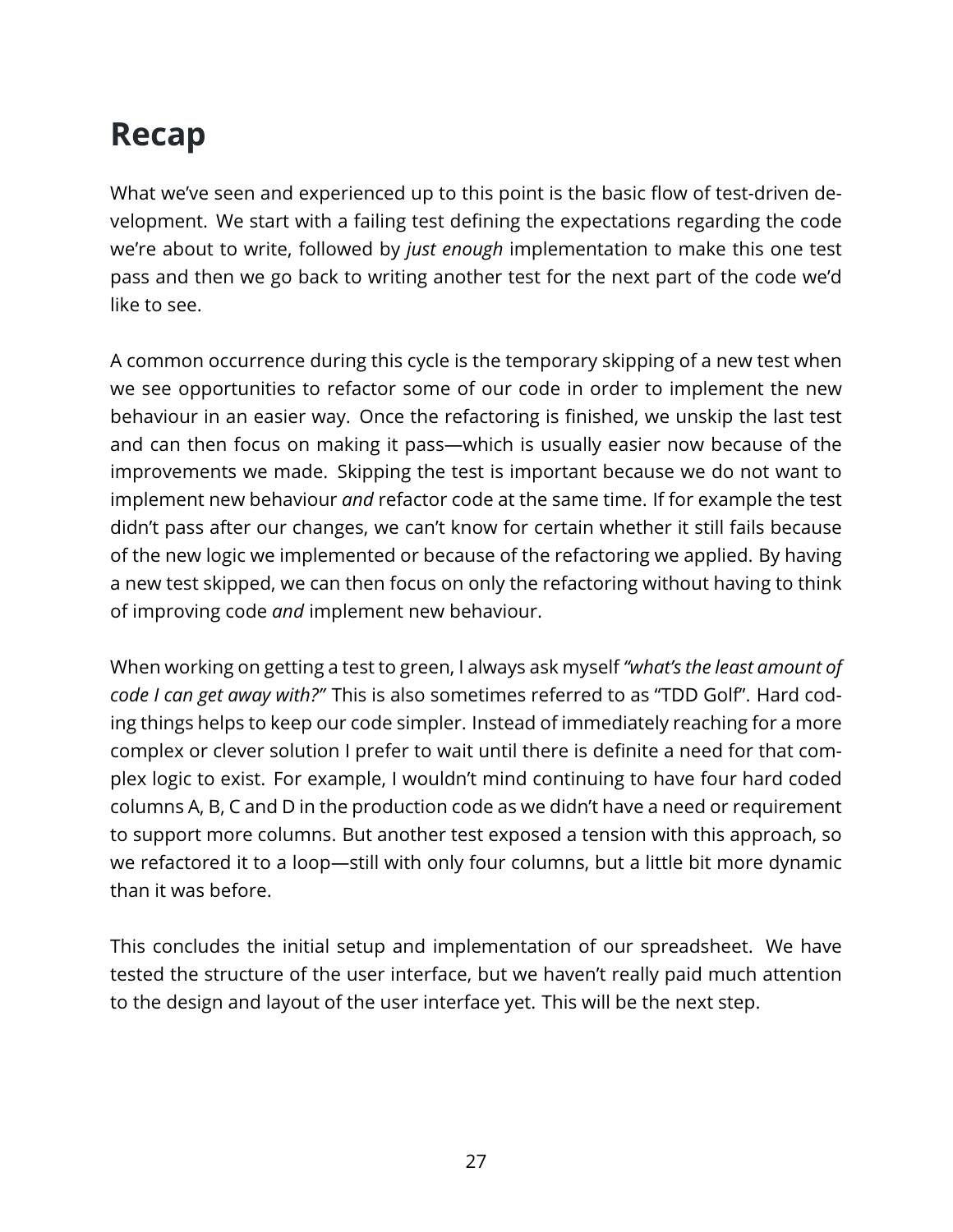# Recap

What we've seen and experienced up to this point is the basic flow of test-driven development. We start with a failing test defining the expectations regarding the code we're about to write, followed by *just enough* implementation to make this one test pass and then we go back to writing another test for the next part of the code we'd like to see.

A common occurrence during this cycle is the temporary skipping of a new test when we see opportunities to refactor some of our code in order to implement the new behaviour in an easier way. Once the refactoring is finished, we unskip the last test and can then focus on making it pass—which is usually easier now because of the improvements we made. Skipping the test is important because we do not want to implement new behaviour *and* refactor code at the same time. If for example the test didn't pass after our changes, we can't know for certain whether it still fails because of the new logic we implemented or because of the refactoring we applied. By having a new test skipped, we can then focus on only the refactoring without having to think of improving code *and* implement new behaviour.

When working on getting a test to green, I always ask myself *"what's the least amount of code I can get away with?"* This is also sometimes referred to as "TDD Golf". Hard coding things helps to keep our code simpler. Instead of immediately reaching for a more complex or clever solution I prefer to wait until there is definite a need for that complex logic to exist. For example, I wouldn't mind continuing to have four hard coded columns A, B, C and D in the production code as we didn't have a need or requirement to support more columns. But another test exposed a tension with this approach, so we refactored it to a loop—still with only four columns, but a little bit more dynamic than it was before.

This concludes the initial setup and implementation of our spreadsheet. We have tested the structure of the user interface, but we haven't really paid much attention to the design and layout of the user interface yet. This will be the next step.